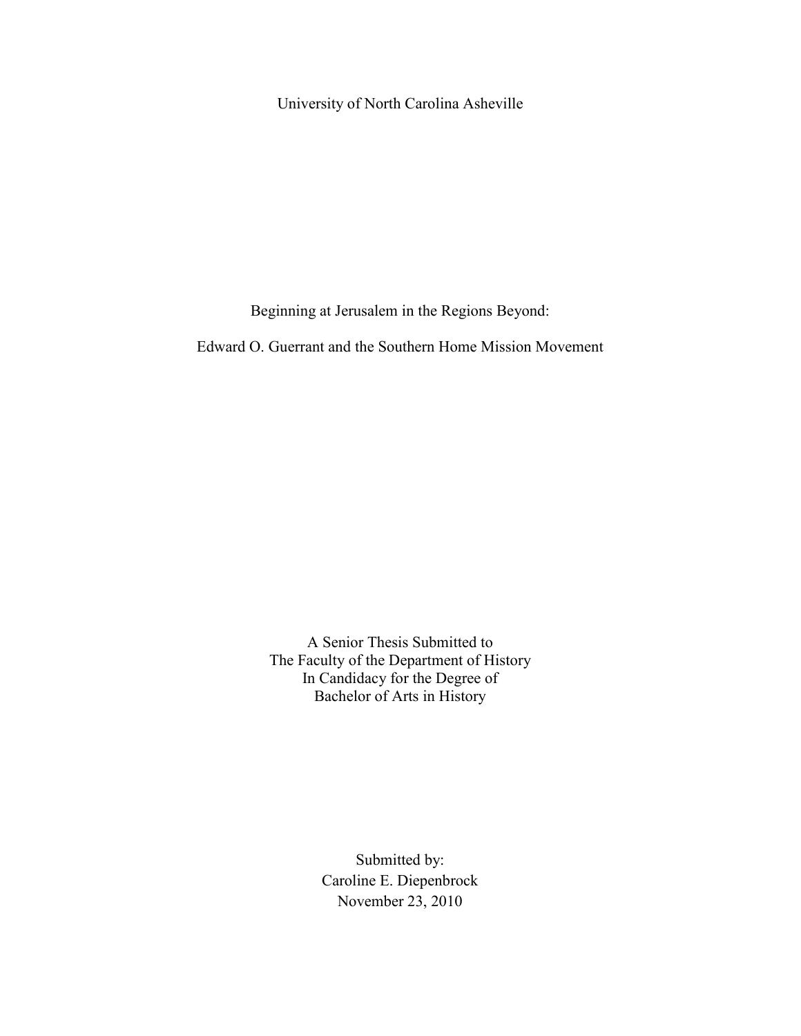University of North Carolina Asheville

# Beginning at Jerusalem in the Regions Beyond:

## Edward O. Guerrant and the Southern Home Mission Movement

A Senior Thesis Submitted to
The Faculty of the Department of History
In Candidacy for the Degree of
Bachelor of Arts in History

Submitted by:
Caroline E. Diepenbrock
November 23, 2010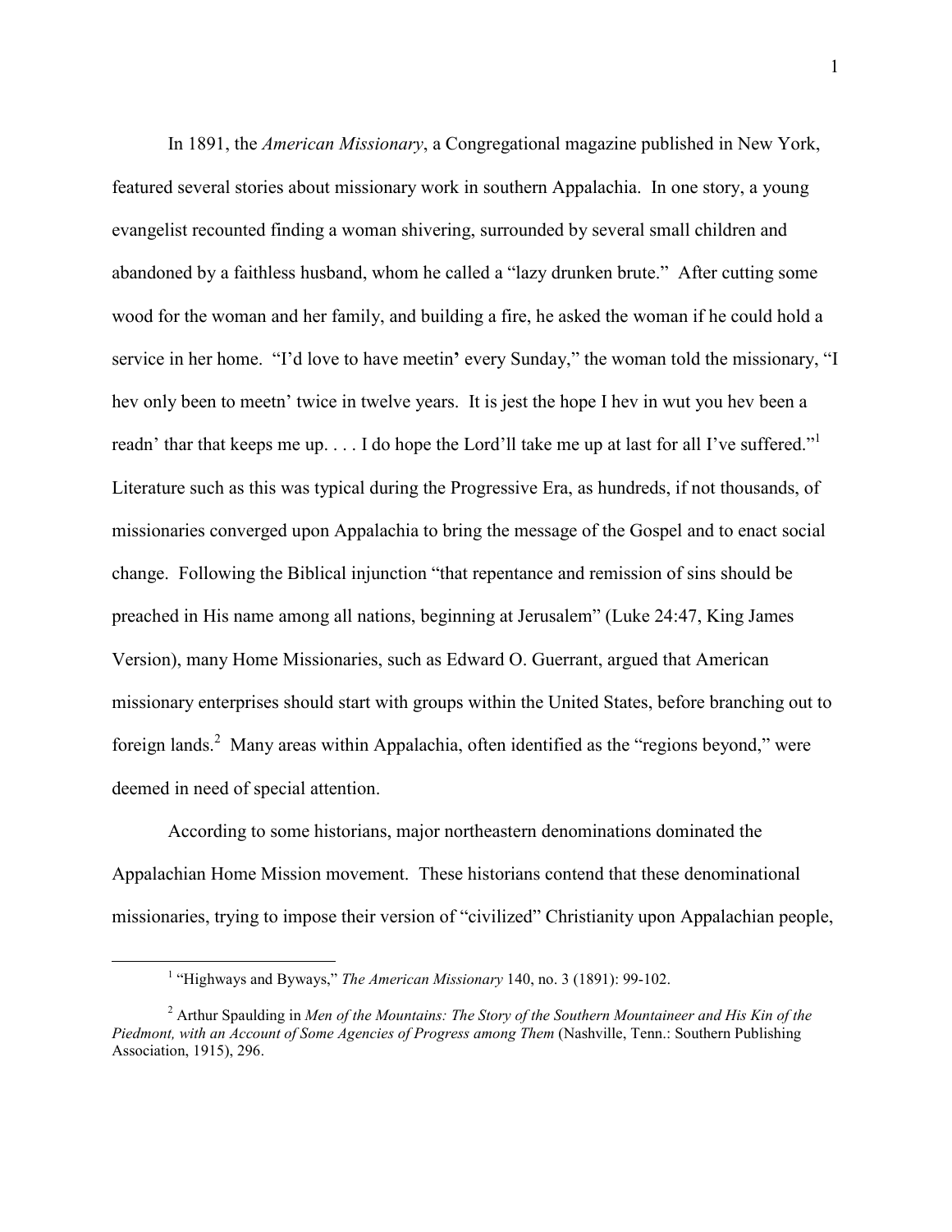In 1891, the *American Missionary*, a Congregational magazine published in New York, featured several stories about missionary work in southern Appalachia. In one story, a young evangelist recounted finding a woman shivering, surrounded by several small children and abandoned by a faithless husband, whom he called a "lazy drunken brute." After cutting some wood for the woman and her family, and building a fire, he asked the woman if he could hold a service in her home. "I'd love to have meetin' every Sunday," the woman told the missionary, "I hev only been to meetn' twice in twelve years. It is jest the hope I hev in wut you hev been a readn' thar that keeps me up. . . . I do hope the Lord'll take me up at last for all I've suffered."[1] Literature such as this was typical during the Progressive Era, as hundreds, if not thousands, of missionaries converged upon Appalachia to bring the message of the Gospel and to enact social change. Following the Biblical injunction "that repentance and remission of sins should be preached in His name among all nations, beginning at Jerusalem" (Luke 24:47, King James Version), many Home Missionaries, such as Edward O. Guerrant, argued that American missionary enterprises should start with groups within the United States, before branching out to foreign lands.[2] Many areas within Appalachia, often identified as the "regions beyond," were deemed in need of special attention.

According to some historians, major northeastern denominations dominated the Appalachian Home Mission movement. These historians contend that these denominational missionaries, trying to impose their version of "civilized" Christianity upon Appalachian people,

---

[1] "Highways and Byways," *The American Missionary* 140, no. 3 (1891): 99-102.

[2] Arthur Spaulding in *Men of the Mountains: The Story of the Southern Mountaineer and His Kin of the Piedmont, with an Account of Some Agencies of Progress among Them* (Nashville, Tenn.: Southern Publishing Association, 1915), 296.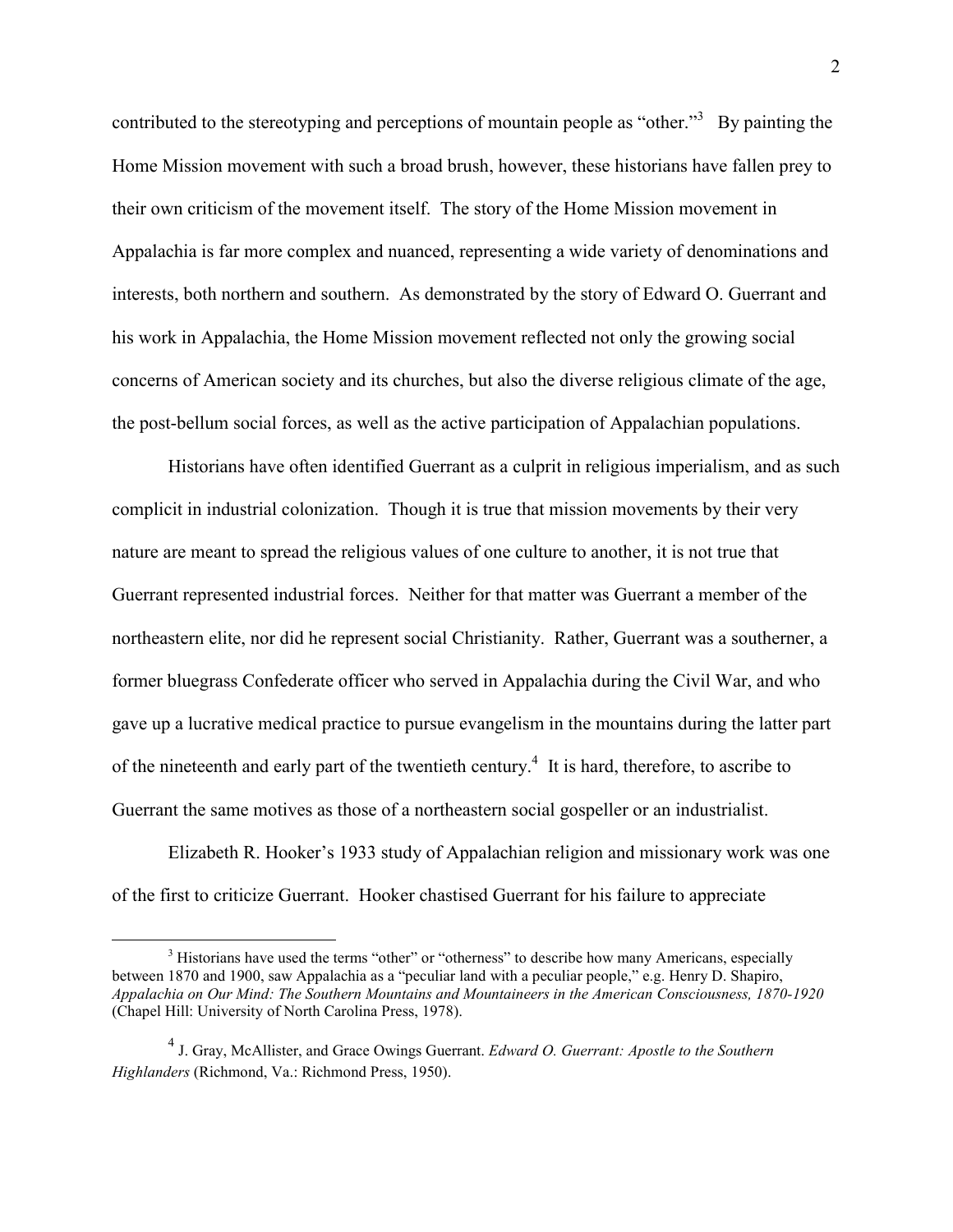contributed to the stereotyping and perceptions of mountain people as "other."[3] By painting the Home Mission movement with such a broad brush, however, these historians have fallen prey to their own criticism of the movement itself. The story of the Home Mission movement in Appalachia is far more complex and nuanced, representing a wide variety of denominations and interests, both northern and southern. As demonstrated by the story of Edward O. Guerrant and his work in Appalachia, the Home Mission movement reflected not only the growing social concerns of American society and its churches, but also the diverse religious climate of the age, the post-bellum social forces, as well as the active participation of Appalachian populations.

Historians have often identified Guerrant as a culprit in religious imperialism, and as such complicit in industrial colonization. Though it is true that mission movements by their very nature are meant to spread the religious values of one culture to another, it is not true that Guerrant represented industrial forces. Neither for that matter was Guerrant a member of the northeastern elite, nor did he represent social Christianity. Rather, Guerrant was a southerner, a former bluegrass Confederate officer who served in Appalachia during the Civil War, and who gave up a lucrative medical practice to pursue evangelism in the mountains during the latter part of the nineteenth and early part of the twentieth century.[4] It is hard, therefore, to ascribe to Guerrant the same motives as those of a northeastern social gospeller or an industrialist.

Elizabeth R. Hooker's 1933 study of Appalachian religion and missionary work was one of the first to criticize Guerrant. Hooker chastised Guerrant for his failure to appreciate

---

[3] Historians have used the terms "other" or "otherness" to describe how many Americans, especially between 1870 and 1900, saw Appalachia as a "peculiar land with a peculiar people," e.g. Henry D. Shapiro, *Appalachia on Our Mind: The Southern Mountains and Mountaineers in the American Consciousness, 1870-1920* (Chapel Hill: University of North Carolina Press, 1978).

[4] J. Gray, McAllister, and Grace Owings Guerrant. *Edward O. Guerrant: Apostle to the Southern Highlanders* (Richmond, Va.: Richmond Press, 1950).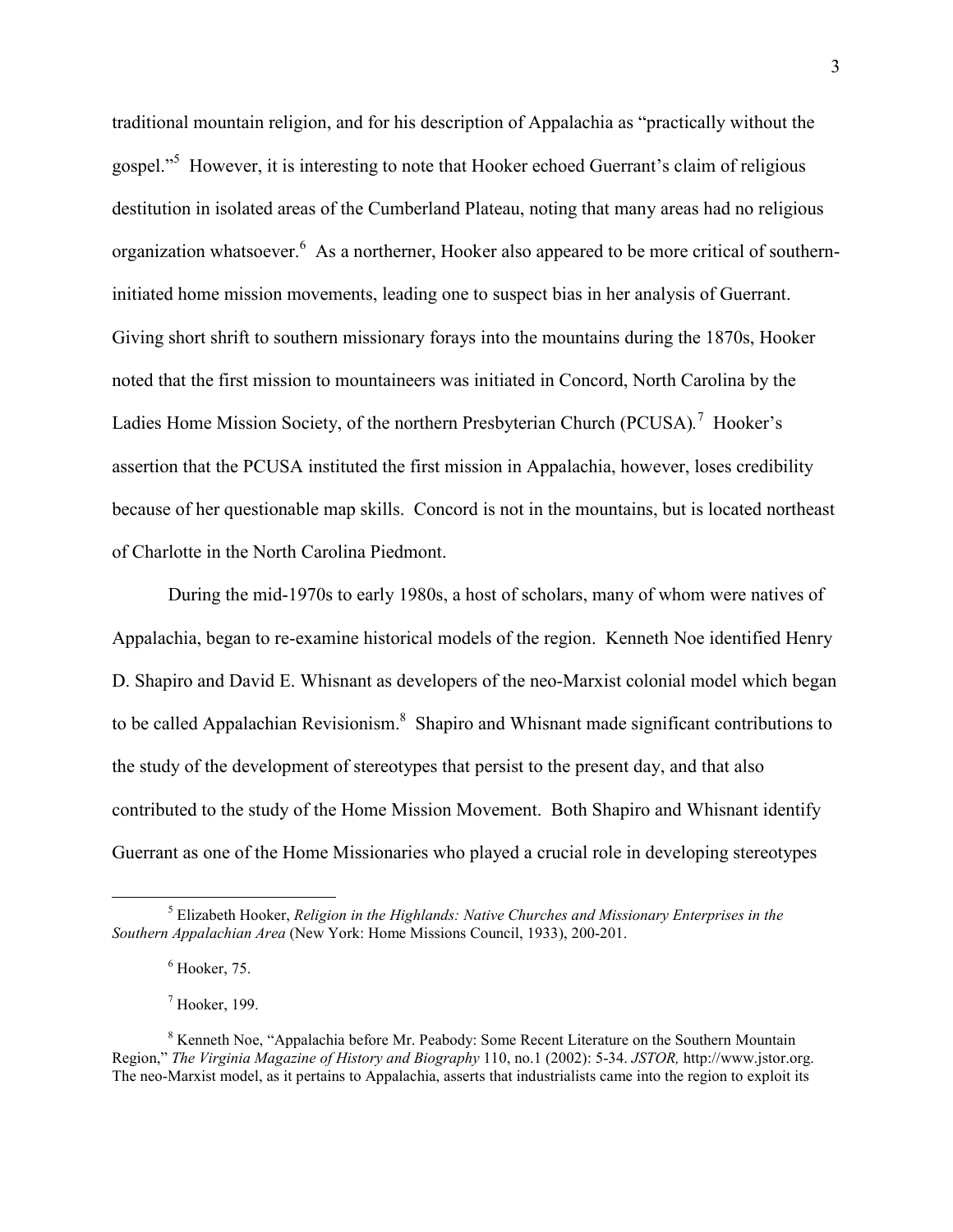traditional mountain religion, and for his description of Appalachia as "practically without the gospel."[5] However, it is interesting to note that Hooker echoed Guerrant's claim of religious destitution in isolated areas of the Cumberland Plateau, noting that many areas had no religious organization whatsoever.[6] As a northerner, Hooker also appeared to be more critical of southern-initiated home mission movements, leading one to suspect bias in her analysis of Guerrant. Giving short shrift to southern missionary forays into the mountains during the 1870s, Hooker noted that the first mission to mountaineers was initiated in Concord, North Carolina by the Ladies Home Mission Society, of the northern Presbyterian Church (PCUSA).[7] Hooker's assertion that the PCUSA instituted the first mission in Appalachia, however, loses credibility because of her questionable map skills. Concord is not in the mountains, but is located northeast of Charlotte in the North Carolina Piedmont.

During the mid-1970s to early 1980s, a host of scholars, many of whom were natives of Appalachia, began to re-examine historical models of the region. Kenneth Noe identified Henry D. Shapiro and David E. Whisnant as developers of the neo-Marxist colonial model which began to be called Appalachian Revisionism.[8] Shapiro and Whisnant made significant contributions to the study of the development of stereotypes that persist to the present day, and that also contributed to the study of the Home Mission Movement. Both Shapiro and Whisnant identify Guerrant as one of the Home Missionaries who played a crucial role in developing stereotypes

---

[5] Elizabeth Hooker, *Religion in the Highlands: Native Churches and Missionary Enterprises in the Southern Appalachian Area* (New York: Home Missions Council, 1933), 200-201.

[6] Hooker, 75.

[7] Hooker, 199.

[8] Kenneth Noe, "Appalachia before Mr. Peabody: Some Recent Literature on the Southern Mountain Region," *The Virginia Magazine of History and Biography* 110, no.1 (2002): 5-34. *JSTOR,* http://www.jstor.org. The neo-Marxist model, as it pertains to Appalachia, asserts that industrialists came into the region to exploit its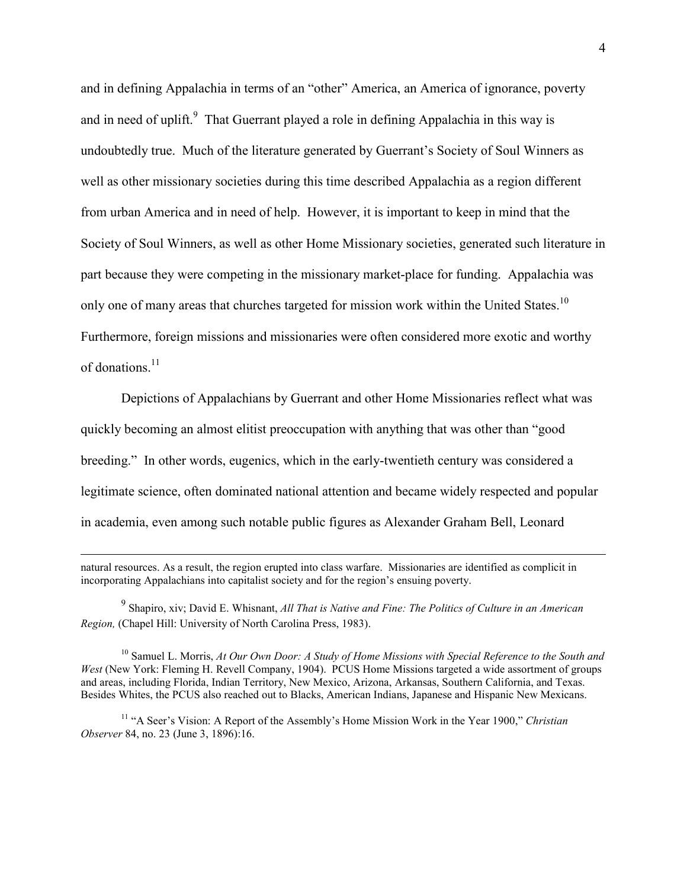and in defining Appalachia in terms of an "other" America, an America of ignorance, poverty and in need of uplift.[9] That Guerrant played a role in defining Appalachia in this way is undoubtedly true. Much of the literature generated by Guerrant's Society of Soul Winners as well as other missionary societies during this time described Appalachia as a region different from urban America and in need of help. However, it is important to keep in mind that the Society of Soul Winners, as well as other Home Missionary societies, generated such literature in part because they were competing in the missionary market-place for funding. Appalachia was only one of many areas that churches targeted for mission work within the United States.[10] Furthermore, foreign missions and missionaries were often considered more exotic and worthy of donations.[11]

Depictions of Appalachians by Guerrant and other Home Missionaries reflect what was quickly becoming an almost elitist preoccupation with anything that was other than "good breeding." In other words, eugenics, which in the early-twentieth century was considered a legitimate science, often dominated national attention and became widely respected and popular in academia, even among such notable public figures as Alexander Graham Bell, Leonard

---

natural resources. As a result, the region erupted into class warfare. Missionaries are identified as complicit in incorporating Appalachians into capitalist society and for the region's ensuing poverty.

[9] Shapiro, xiv; David E. Whisnant, *All That is Native and Fine: The Politics of Culture in an American Region,* (Chapel Hill: University of North Carolina Press, 1983).

[10] Samuel L. Morris, *At Our Own Door: A Study of Home Missions with Special Reference to the South and West* (New York: Fleming H. Revell Company, 1904). PCUS Home Missions targeted a wide assortment of groups and areas, including Florida, Indian Territory, New Mexico, Arizona, Arkansas, Southern California, and Texas. Besides Whites, the PCUS also reached out to Blacks, American Indians, Japanese and Hispanic New Mexicans.

[11] "A Seer's Vision: A Report of the Assembly's Home Mission Work in the Year 1900," *Christian Observer* 84, no. 23 (June 3, 1896):16.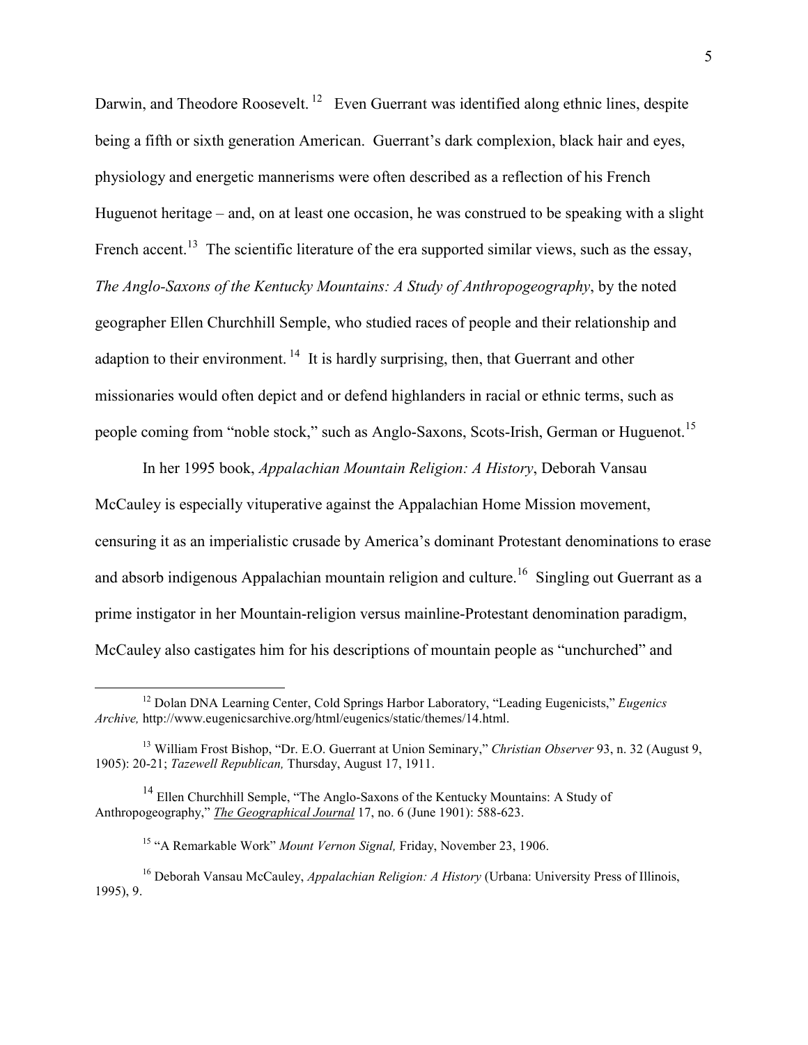Darwin, and Theodore Roosevelt.[12] Even Guerrant was identified along ethnic lines, despite being a fifth or sixth generation American. Guerrant's dark complexion, black hair and eyes, physiology and energetic mannerisms were often described as a reflection of his French Huguenot heritage – and, on at least one occasion, he was construed to be speaking with a slight French accent.[13] The scientific literature of the era supported similar views, such as the essay, *The Anglo-Saxons of the Kentucky Mountains: A Study of Anthropogeography*, by the noted geographer Ellen Churchhill Semple, who studied races of people and their relationship and adaption to their environment.[14] It is hardly surprising, then, that Guerrant and other missionaries would often depict and or defend highlanders in racial or ethnic terms, such as people coming from "noble stock," such as Anglo-Saxons, Scots-Irish, German or Huguenot.[15]

In her 1995 book, *Appalachian Mountain Religion: A History*, Deborah Vansau McCauley is especially vituperative against the Appalachian Home Mission movement, censuring it as an imperialistic crusade by America's dominant Protestant denominations to erase and absorb indigenous Appalachian mountain religion and culture.[16] Singling out Guerrant as a prime instigator in her Mountain-religion versus mainline-Protestant denomination paradigm, McCauley also castigates him for his descriptions of mountain people as "unchurched" and

---

[12] Dolan DNA Learning Center, Cold Springs Harbor Laboratory, "Leading Eugenicists," *Eugenics Archive,* http://www.eugenicsarchive.org/html/eugenics/static/themes/14.html.

[13] William Frost Bishop, "Dr. E.O. Guerrant at Union Seminary," *Christian Observer* 93, n. 32 (August 9, 1905): 20-21; *Tazewell Republican,* Thursday, August 17, 1911.

[14] Ellen Churchhill Semple, "The Anglo-Saxons of the Kentucky Mountains: A Study of Anthropogeography," *The Geographical Journal* 17, no. 6 (June 1901): 588-623.

[15] "A Remarkable Work" *Mount Vernon Signal,* Friday, November 23, 1906.

[16] Deborah Vansau McCauley, *Appalachian Religion: A History* (Urbana: University Press of Illinois, 1995), 9.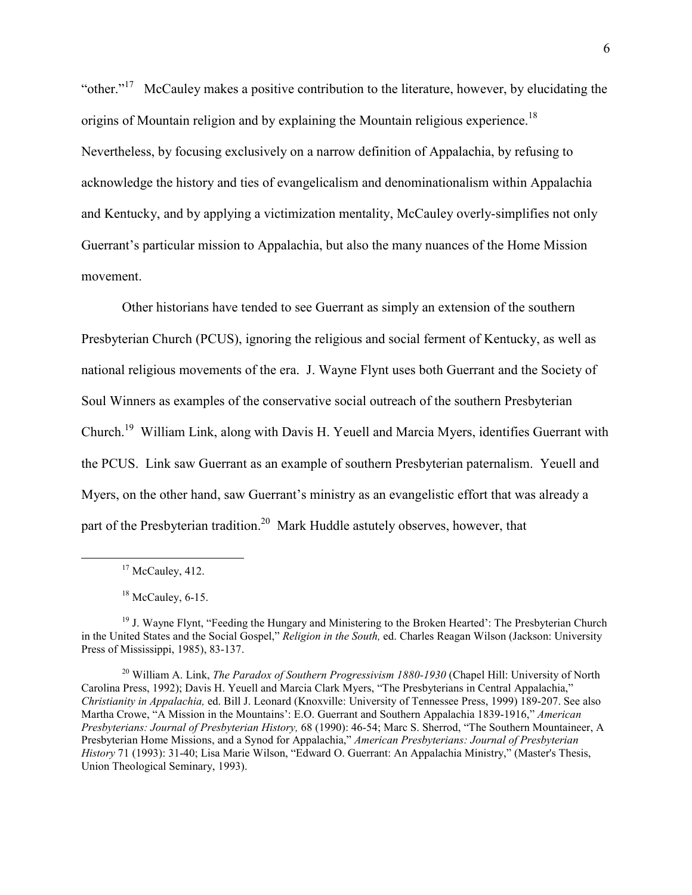"other."[17] McCauley makes a positive contribution to the literature, however, by elucidating the origins of Mountain religion and by explaining the Mountain religious experience.[18] Nevertheless, by focusing exclusively on a narrow definition of Appalachia, by refusing to acknowledge the history and ties of evangelicalism and denominationalism within Appalachia and Kentucky, and by applying a victimization mentality, McCauley overly-simplifies not only Guerrant's particular mission to Appalachia, but also the many nuances of the Home Mission movement.

Other historians have tended to see Guerrant as simply an extension of the southern Presbyterian Church (PCUS), ignoring the religious and social ferment of Kentucky, as well as national religious movements of the era. J. Wayne Flynt uses both Guerrant and the Society of Soul Winners as examples of the conservative social outreach of the southern Presbyterian Church.[19] William Link, along with Davis H. Yeuell and Marcia Myers, identifies Guerrant with the PCUS. Link saw Guerrant as an example of southern Presbyterian paternalism. Yeuell and Myers, on the other hand, saw Guerrant's ministry as an evangelistic effort that was already a part of the Presbyterian tradition.[20] Mark Huddle astutely observes, however, that

---

[17] McCauley, 412.

[18] McCauley, 6-15.

[19] J. Wayne Flynt, "Feeding the Hungary and Ministering to the Broken Hearted': The Presbyterian Church in the United States and the Social Gospel," *Religion in the South,* ed. Charles Reagan Wilson (Jackson: University Press of Mississippi, 1985), 83-137.

[20] William A. Link, *The Paradox of Southern Progressivism 1880-1930* (Chapel Hill: University of North Carolina Press, 1992); Davis H. Yeuell and Marcia Clark Myers, "The Presbyterians in Central Appalachia," *Christianity in Appalachia,* ed. Bill J. Leonard (Knoxville: University of Tennessee Press, 1999) 189-207. See also Martha Crowe, "A Mission in the Mountains': E.O. Guerrant and Southern Appalachia 1839-1916," *American Presbyterians: Journal of Presbyterian History,* 68 (1990): 46-54; Marc S. Sherrod, "The Southern Mountaineer, A Presbyterian Home Missions, and a Synod for Appalachia," *American Presbyterians: Journal of Presbyterian History* 71 (1993): 31-40; Lisa Marie Wilson, "Edward O. Guerrant: An Appalachia Ministry," (Master's Thesis, Union Theological Seminary, 1993).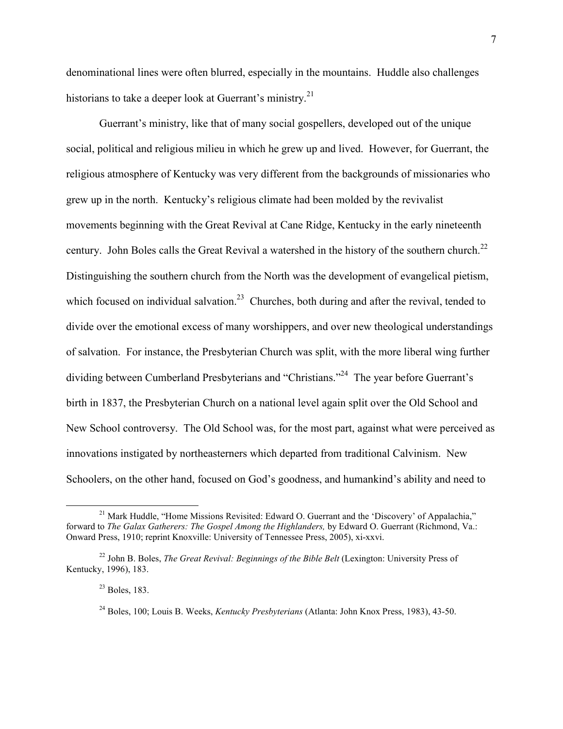denominational lines were often blurred, especially in the mountains. Huddle also challenges historians to take a deeper look at Guerrant's ministry.[21]

Guerrant's ministry, like that of many social gospellers, developed out of the unique social, political and religious milieu in which he grew up and lived. However, for Guerrant, the religious atmosphere of Kentucky was very different from the backgrounds of missionaries who grew up in the north. Kentucky's religious climate had been molded by the revivalist movements beginning with the Great Revival at Cane Ridge, Kentucky in the early nineteenth century. John Boles calls the Great Revival a watershed in the history of the southern church.[22] Distinguishing the southern church from the North was the development of evangelical pietism, which focused on individual salvation.[23] Churches, both during and after the revival, tended to divide over the emotional excess of many worshippers, and over new theological understandings of salvation. For instance, the Presbyterian Church was split, with the more liberal wing further dividing between Cumberland Presbyterians and "Christians."[24] The year before Guerrant's birth in 1837, the Presbyterian Church on a national level again split over the Old School and New School controversy. The Old School was, for the most part, against what were perceived as innovations instigated by northeasterners which departed from traditional Calvinism. New Schoolers, on the other hand, focused on God's goodness, and humankind's ability and need to

---

[21] Mark Huddle, "Home Missions Revisited: Edward O. Guerrant and the 'Discovery' of Appalachia," forward to *The Galax Gatherers: The Gospel Among the Highlanders,* by Edward O. Guerrant (Richmond, Va.: Onward Press, 1910; reprint Knoxville: University of Tennessee Press, 2005), xi-xxvi.

[22] John B. Boles, *The Great Revival: Beginnings of the Bible Belt* (Lexington: University Press of Kentucky, 1996), 183.

[23] Boles, 183.

[24] Boles, 100; Louis B. Weeks, *Kentucky Presbyterians* (Atlanta: John Knox Press, 1983), 43-50.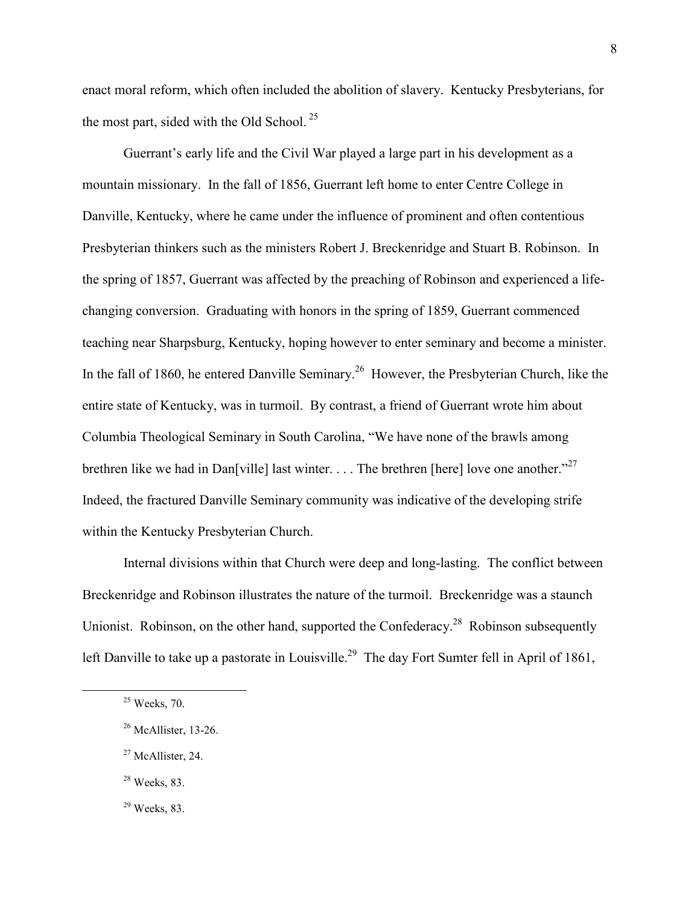enact moral reform, which often included the abolition of slavery. Kentucky Presbyterians, for the most part, sided with the Old School. [25]

Guerrant's early life and the Civil War played a large part in his development as a mountain missionary. In the fall of 1856, Guerrant left home to enter Centre College in Danville, Kentucky, where he came under the influence of prominent and often contentious Presbyterian thinkers such as the ministers Robert J. Breckenridge and Stuart B. Robinson. In the spring of 1857, Guerrant was affected by the preaching of Robinson and experienced a life-changing conversion. Graduating with honors in the spring of 1859, Guerrant commenced teaching near Sharpsburg, Kentucky, hoping however to enter seminary and become a minister. In the fall of 1860, he entered Danville Seminary.[26] However, the Presbyterian Church, like the entire state of Kentucky, was in turmoil. By contrast, a friend of Guerrant wrote him about Columbia Theological Seminary in South Carolina, "We have none of the brawls among brethren like we had in Dan[ville] last winter. . . . The brethren [here] love one another."[27] Indeed, the fractured Danville Seminary community was indicative of the developing strife within the Kentucky Presbyterian Church.

Internal divisions within that Church were deep and long-lasting. The conflict between Breckenridge and Robinson illustrates the nature of the turmoil. Breckenridge was a staunch Unionist. Robinson, on the other hand, supported the Confederacy.[28] Robinson subsequently left Danville to take up a pastorate in Louisville.[29] The day Fort Sumter fell in April of 1861,

---

[25] Weeks, 70.

[26] McAllister, 13-26.

[27] McAllister, 24.

[28] Weeks, 83.

[29] Weeks, 83.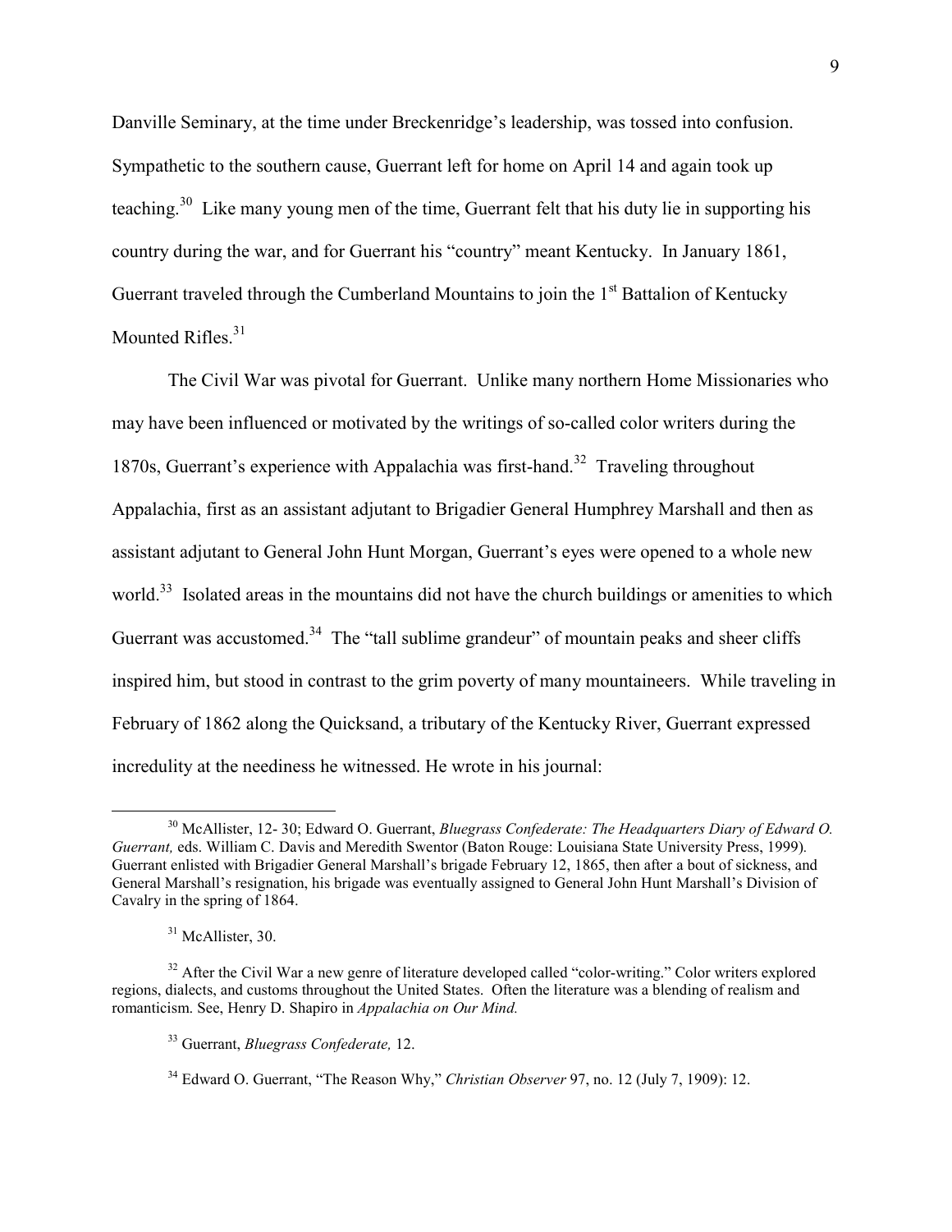Danville Seminary, at the time under Breckenridge's leadership, was tossed into confusion. Sympathetic to the southern cause, Guerrant left for home on April 14 and again took up teaching.[30] Like many young men of the time, Guerrant felt that his duty lie in supporting his country during the war, and for Guerrant his "country" meant Kentucky. In January 1861, Guerrant traveled through the Cumberland Mountains to join the 1st Battalion of Kentucky Mounted Rifles.[31]

The Civil War was pivotal for Guerrant. Unlike many northern Home Missionaries who may have been influenced or motivated by the writings of so-called color writers during the 1870s, Guerrant's experience with Appalachia was first-hand.[32] Traveling throughout Appalachia, first as an assistant adjutant to Brigadier General Humphrey Marshall and then as assistant adjutant to General John Hunt Morgan, Guerrant's eyes were opened to a whole new world.[33] Isolated areas in the mountains did not have the church buildings or amenities to which Guerrant was accustomed.[34] The "tall sublime grandeur" of mountain peaks and sheer cliffs inspired him, but stood in contrast to the grim poverty of many mountaineers. While traveling in February of 1862 along the Quicksand, a tributary of the Kentucky River, Guerrant expressed incredulity at the neediness he witnessed. He wrote in his journal:

---

[30] McAllister, 12- 30; Edward O. Guerrant, *Bluegrass Confederate: The Headquarters Diary of Edward O. Guerrant,* eds. William C. Davis and Meredith Swentor (Baton Rouge: Louisiana State University Press, 1999). Guerrant enlisted with Brigadier General Marshall's brigade February 12, 1865, then after a bout of sickness, and General Marshall's resignation, his brigade was eventually assigned to General John Hunt Marshall's Division of Cavalry in the spring of 1864.

[31] McAllister, 30.

[32] After the Civil War a new genre of literature developed called "color-writing." Color writers explored regions, dialects, and customs throughout the United States. Often the literature was a blending of realism and romanticism. See, Henry D. Shapiro in *Appalachia on Our Mind.*

[33] Guerrant, *Bluegrass Confederate,* 12.

[34] Edward O. Guerrant, "The Reason Why," *Christian Observer* 97, no. 12 (July 7, 1909): 12.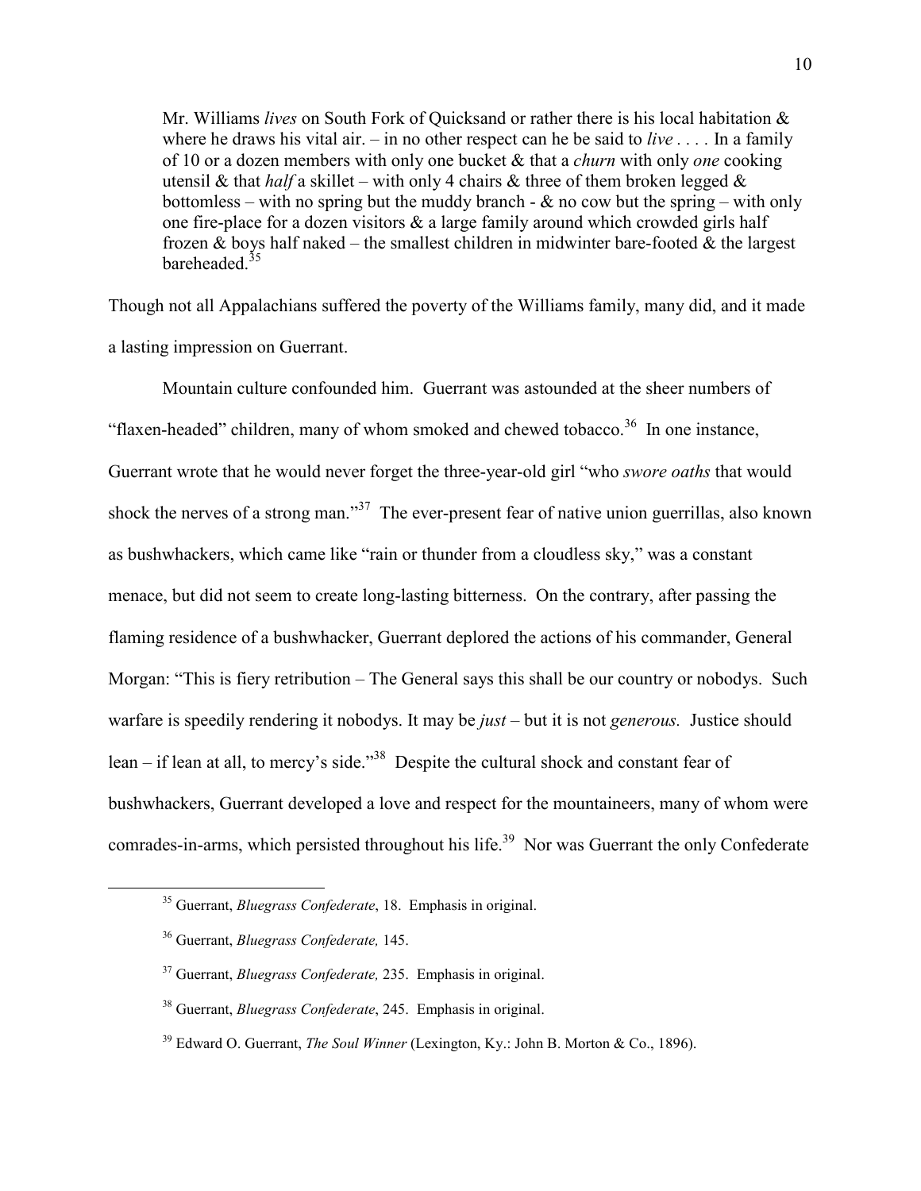> Mr. Williams *lives* on South Fork of Quicksand or rather there is his local habitation & where he draws his vital air. – in no other respect can he be said to *live* . . . . In a family of 10 or a dozen members with only one bucket & that a *churn* with only *one* cooking utensil & that *half* a skillet – with only 4 chairs & three of them broken legged & bottomless – with no spring but the muddy branch - & no cow but the spring – with only one fire-place for a dozen visitors & a large family around which crowded girls half frozen & boys half naked – the smallest children in midwinter bare-footed & the largest bareheaded.[35]

Though not all Appalachians suffered the poverty of the Williams family, many did, and it made a lasting impression on Guerrant.

Mountain culture confounded him. Guerrant was astounded at the sheer numbers of "flaxen-headed" children, many of whom smoked and chewed tobacco.[36] In one instance, Guerrant wrote that he would never forget the three-year-old girl "who *swore oaths* that would shock the nerves of a strong man."[37] The ever-present fear of native union guerrillas, also known as bushwhackers, which came like "rain or thunder from a cloudless sky," was a constant menace, but did not seem to create long-lasting bitterness. On the contrary, after passing the flaming residence of a bushwhacker, Guerrant deplored the actions of his commander, General Morgan: "This is fiery retribution – The General says this shall be our country or nobodys. Such warfare is speedily rendering it nobodys. It may be *just* – but it is not *generous.* Justice should lean – if lean at all, to mercy's side."[38] Despite the cultural shock and constant fear of bushwhackers, Guerrant developed a love and respect for the mountaineers, many of whom were comrades-in-arms, which persisted throughout his life.[39] Nor was Guerrant the only Confederate

---

[35] Guerrant, *Bluegrass Confederate*, 18. Emphasis in original.

[36] Guerrant, *Bluegrass Confederate,* 145.

[37] Guerrant, *Bluegrass Confederate,* 235. Emphasis in original.

[38] Guerrant, *Bluegrass Confederate*, 245. Emphasis in original.

[39] Edward O. Guerrant, *The Soul Winner* (Lexington, Ky.: John B. Morton & Co., 1896).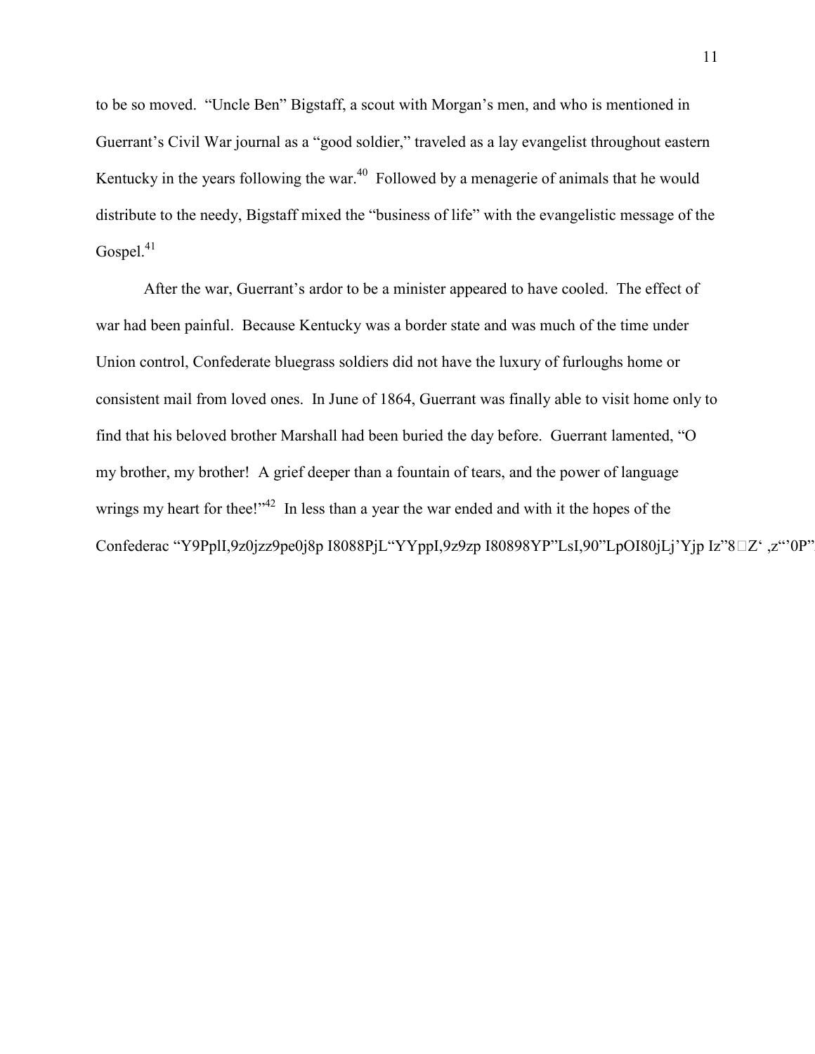to be so moved. “Uncle Ben” Bigstaff, a scout with Morgan’s men, and who is mentioned in Guerrant’s Civil War journal as a “good soldier,” traveled as a lay evangelist throughout eastern Kentucky in the years following the war.[40] Followed by a menagerie of animals that he would distribute to the needy, Bigstaff mixed the “business of life” with the evangelistic message of the Gospel.[41]

After the war, Guerrant’s ardor to be a minister appeared to have cooled. The effect of war had been painful. Because Kentucky was a border state and was much of the time under Union control, Confederate bluegrass soldiers did not have the luxury of furloughs home or consistent mail from loved ones. In June of 1864, Guerrant was finally able to visit home only to find that his beloved brother Marshall had been buried the day before. Guerrant lamented, “O my brother, my brother! A grief deeper than a fountain of tears, and the power of language wrings my heart for thee!”[42] In less than a year the war ended and with it the hopes of the Confederac “Y9PplI,9z0jzz9pe0j8p I8088PjL“YYppI,9z9zp I80898YP”LsI,90”LpOI80jLj’Yjp Iz”8□Z‘ ,z“’0P”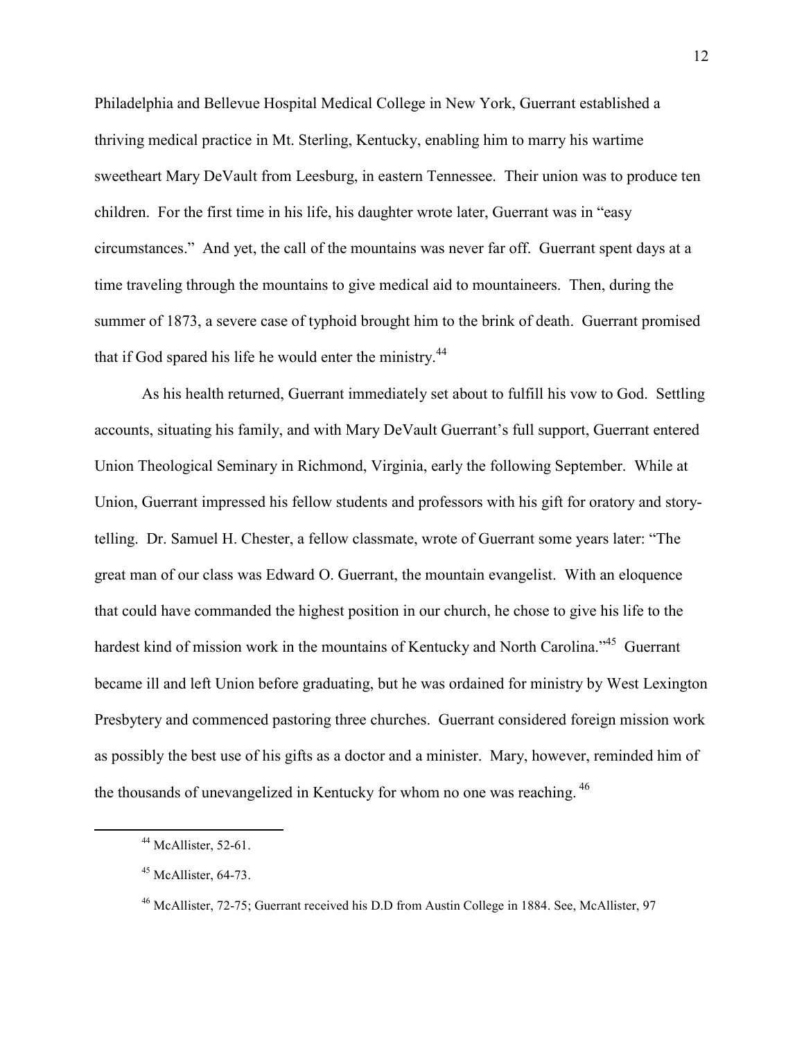Philadelphia and Bellevue Hospital Medical College in New York, Guerrant established a thriving medical practice in Mt. Sterling, Kentucky, enabling him to marry his wartime sweetheart Mary DeVault from Leesburg, in eastern Tennessee. Their union was to produce ten children. For the first time in his life, his daughter wrote later, Guerrant was in "easy circumstances." And yet, the call of the mountains was never far off. Guerrant spent days at a time traveling through the mountains to give medical aid to mountaineers. Then, during the summer of 1873, a severe case of typhoid brought him to the brink of death. Guerrant promised that if God spared his life he would enter the ministry.[44]

As his health returned, Guerrant immediately set about to fulfill his vow to God. Settling accounts, situating his family, and with Mary DeVault Guerrant's full support, Guerrant entered Union Theological Seminary in Richmond, Virginia, early the following September. While at Union, Guerrant impressed his fellow students and professors with his gift for oratory and story-telling. Dr. Samuel H. Chester, a fellow classmate, wrote of Guerrant some years later: "The great man of our class was Edward O. Guerrant, the mountain evangelist. With an eloquence that could have commanded the highest position in our church, he chose to give his life to the hardest kind of mission work in the mountains of Kentucky and North Carolina."[45] Guerrant became ill and left Union before graduating, but he was ordained for ministry by West Lexington Presbytery and commenced pastoring three churches. Guerrant considered foreign mission work as possibly the best use of his gifts as a doctor and a minister. Mary, however, reminded him of the thousands of unevangelized in Kentucky for whom no one was reaching.[46]

---

[44] McAllister, 52-61.

[45] McAllister, 64-73.

[46] McAllister, 72-75; Guerrant received his D.D from Austin College in 1884. See, McAllister, 97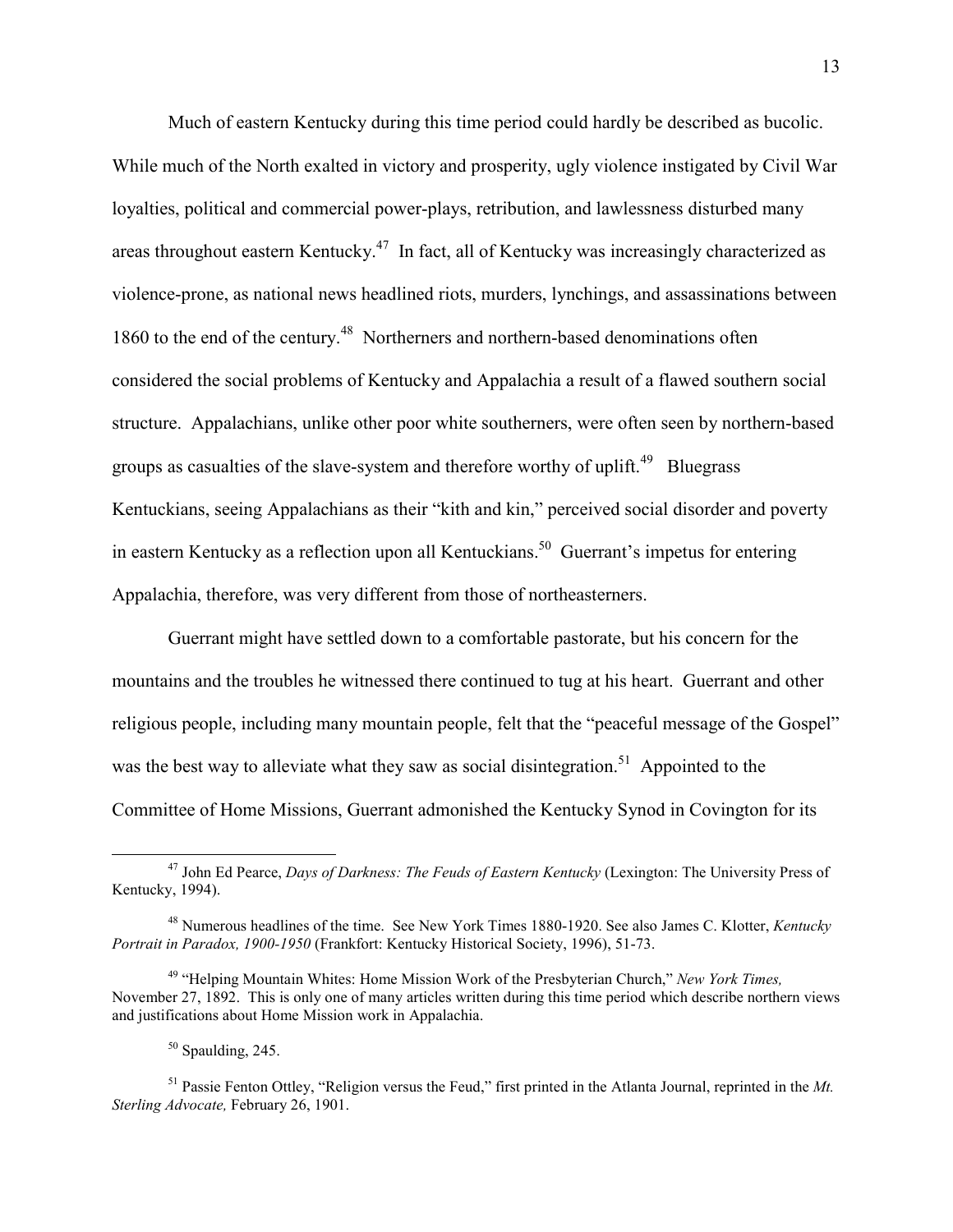Much of eastern Kentucky during this time period could hardly be described as bucolic. While much of the North exalted in victory and prosperity, ugly violence instigated by Civil War loyalties, political and commercial power-plays, retribution, and lawlessness disturbed many areas throughout eastern Kentucky.[47] In fact, all of Kentucky was increasingly characterized as violence-prone, as national news headlined riots, murders, lynchings, and assassinations between 1860 to the end of the century.[48] Northerners and northern-based denominations often considered the social problems of Kentucky and Appalachia a result of a flawed southern social structure. Appalachians, unlike other poor white southerners, were often seen by northern-based groups as casualties of the slave-system and therefore worthy of uplift.[49] Bluegrass Kentuckians, seeing Appalachians as their "kith and kin," perceived social disorder and poverty in eastern Kentucky as a reflection upon all Kentuckians.[50] Guerrant's impetus for entering Appalachia, therefore, was very different from those of northeasterners.

Guerrant might have settled down to a comfortable pastorate, but his concern for the mountains and the troubles he witnessed there continued to tug at his heart. Guerrant and other religious people, including many mountain people, felt that the "peaceful message of the Gospel" was the best way to alleviate what they saw as social disintegration.[51] Appointed to the Committee of Home Missions, Guerrant admonished the Kentucky Synod in Covington for its

---

[47] John Ed Pearce, *Days of Darkness: The Feuds of Eastern Kentucky* (Lexington: The University Press of Kentucky, 1994).

[48] Numerous headlines of the time. See New York Times 1880-1920. See also James C. Klotter, *Kentucky Portrait in Paradox, 1900-1950* (Frankfort: Kentucky Historical Society, 1996), 51-73.

[49] "Helping Mountain Whites: Home Mission Work of the Presbyterian Church," *New York Times,* November 27, 1892. This is only one of many articles written during this time period which describe northern views and justifications about Home Mission work in Appalachia.

[50] Spaulding, 245.

[51] Passie Fenton Ottley, "Religion versus the Feud," first printed in the Atlanta Journal, reprinted in the *Mt. Sterling Advocate,* February 26, 1901.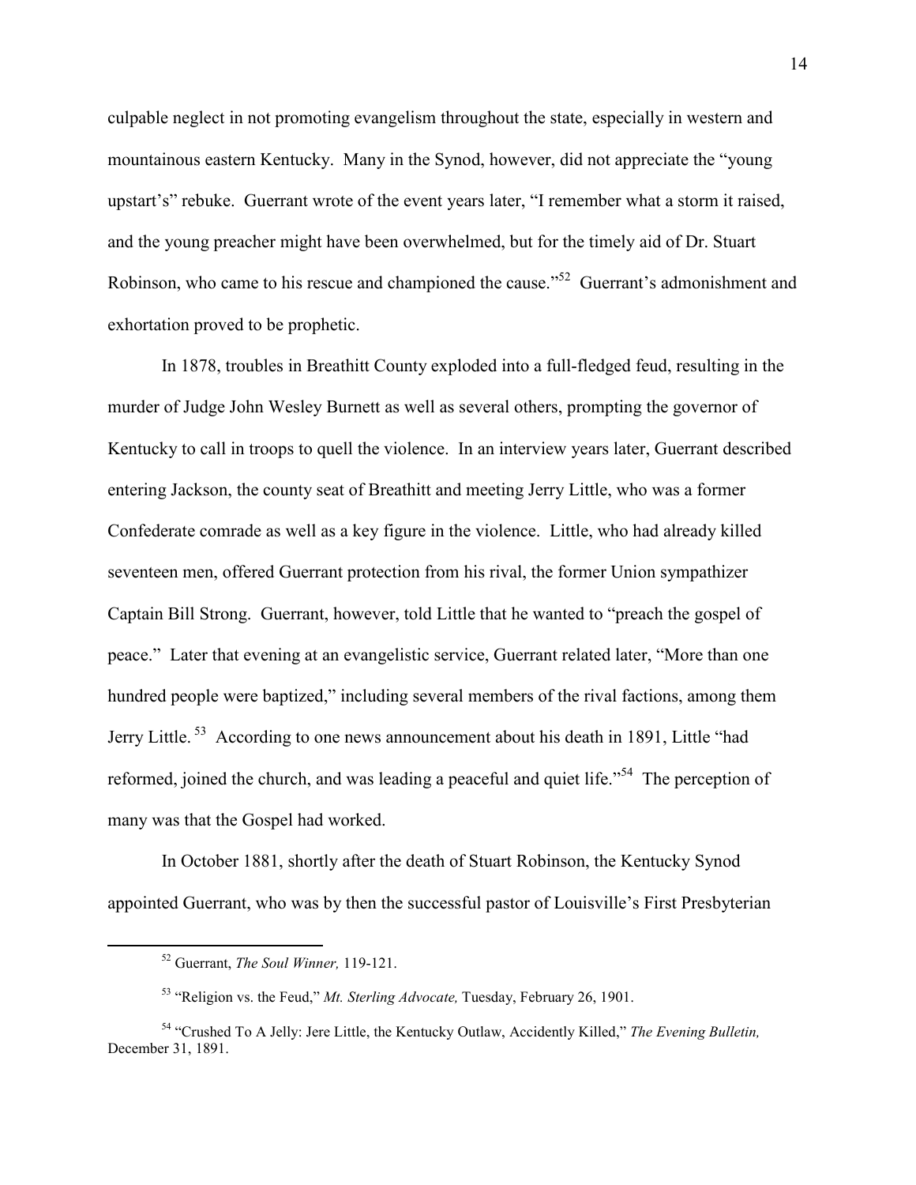culpable neglect in not promoting evangelism throughout the state, especially in western and mountainous eastern Kentucky. Many in the Synod, however, did not appreciate the "young upstart's" rebuke. Guerrant wrote of the event years later, "I remember what a storm it raised, and the young preacher might have been overwhelmed, but for the timely aid of Dr. Stuart Robinson, who came to his rescue and championed the cause."[52] Guerrant's admonishment and exhortation proved to be prophetic.

In 1878, troubles in Breathitt County exploded into a full-fledged feud, resulting in the murder of Judge John Wesley Burnett as well as several others, prompting the governor of Kentucky to call in troops to quell the violence. In an interview years later, Guerrant described entering Jackson, the county seat of Breathitt and meeting Jerry Little, who was a former Confederate comrade as well as a key figure in the violence. Little, who had already killed seventeen men, offered Guerrant protection from his rival, the former Union sympathizer Captain Bill Strong. Guerrant, however, told Little that he wanted to "preach the gospel of peace." Later that evening at an evangelistic service, Guerrant related later, "More than one hundred people were baptized," including several members of the rival factions, among them Jerry Little.[53] According to one news announcement about his death in 1891, Little "had reformed, joined the church, and was leading a peaceful and quiet life."[54] The perception of many was that the Gospel had worked.

In October 1881, shortly after the death of Stuart Robinson, the Kentucky Synod appointed Guerrant, who was by then the successful pastor of Louisville's First Presbyterian

---

[52] Guerrant, *The Soul Winner,* 119-121.

[53] "Religion vs. the Feud," *Mt. Sterling Advocate,* Tuesday, February 26, 1901.

[54] "Crushed To A Jelly: Jere Little, the Kentucky Outlaw, Accidently Killed," *The Evening Bulletin,* December 31, 1891.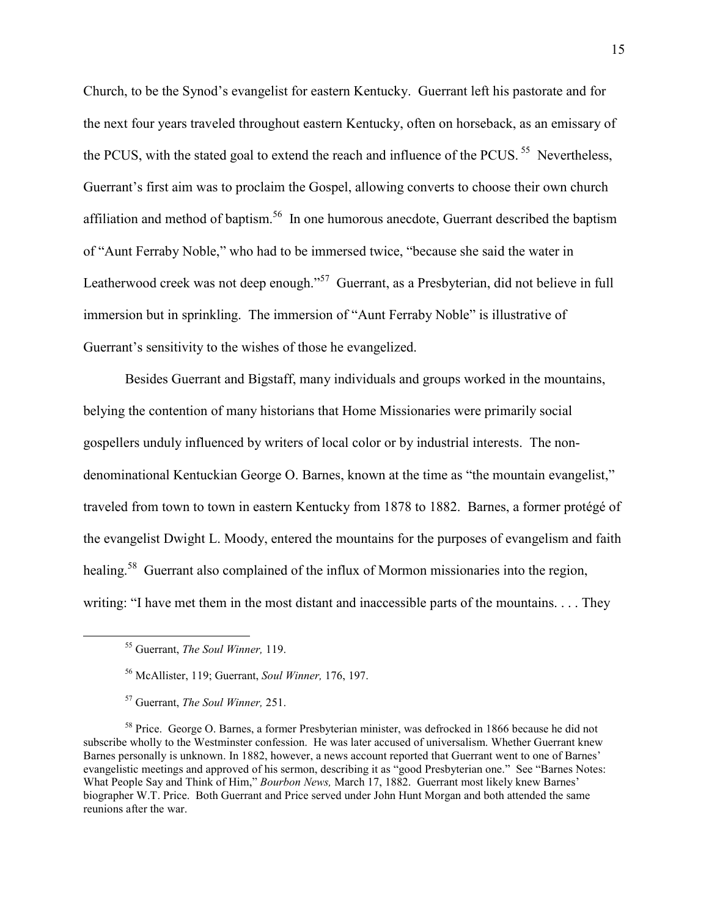Church, to be the Synod's evangelist for eastern Kentucky. Guerrant left his pastorate and for the next four years traveled throughout eastern Kentucky, often on horseback, as an emissary of the PCUS, with the stated goal to extend the reach and influence of the PCUS.[55] Nevertheless, Guerrant's first aim was to proclaim the Gospel, allowing converts to choose their own church affiliation and method of baptism.[56] In one humorous anecdote, Guerrant described the baptism of "Aunt Ferraby Noble," who had to be immersed twice, "because she said the water in Leatherwood creek was not deep enough."[57] Guerrant, as a Presbyterian, did not believe in full immersion but in sprinkling. The immersion of "Aunt Ferraby Noble" is illustrative of Guerrant's sensitivity to the wishes of those he evangelized.

Besides Guerrant and Bigstaff, many individuals and groups worked in the mountains, belying the contention of many historians that Home Missionaries were primarily social gospellers unduly influenced by writers of local color or by industrial interests. The non-denominational Kentuckian George O. Barnes, known at the time as "the mountain evangelist," traveled from town to town in eastern Kentucky from 1878 to 1882. Barnes, a former protégé of the evangelist Dwight L. Moody, entered the mountains for the purposes of evangelism and faith healing.[58] Guerrant also complained of the influx of Mormon missionaries into the region, writing: "I have met them in the most distant and inaccessible parts of the mountains. . . . They

---

[55] Guerrant, *The Soul Winner,* 119.

[56] McAllister, 119; Guerrant, *Soul Winner,* 176, 197.

[57] Guerrant, *The Soul Winner,* 251.

[58] Price. George O. Barnes, a former Presbyterian minister, was defrocked in 1866 because he did not subscribe wholly to the Westminster confession. He was later accused of universalism. Whether Guerrant knew Barnes personally is unknown. In 1882, however, a news account reported that Guerrant went to one of Barnes' evangelistic meetings and approved of his sermon, describing it as "good Presbyterian one." See "Barnes Notes: What People Say and Think of Him," *Bourbon News,* March 17, 1882. Guerrant most likely knew Barnes' biographer W.T. Price. Both Guerrant and Price served under John Hunt Morgan and both attended the same reunions after the war.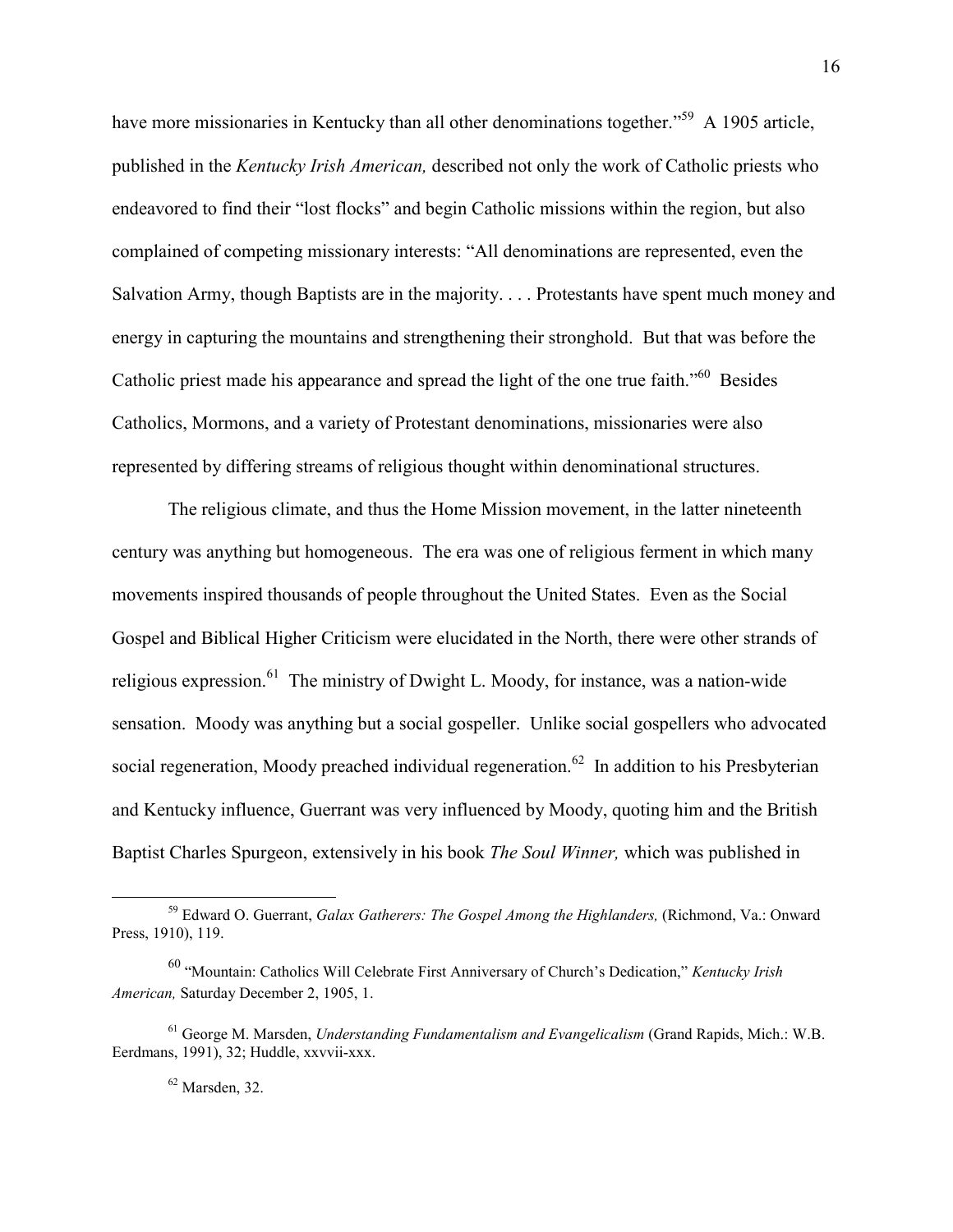have more missionaries in Kentucky than all other denominations together."[59] A 1905 article, published in the *Kentucky Irish American,* described not only the work of Catholic priests who endeavored to find their "lost flocks" and begin Catholic missions within the region, but also complained of competing missionary interests: "All denominations are represented, even the Salvation Army, though Baptists are in the majority. . . . Protestants have spent much money and energy in capturing the mountains and strengthening their stronghold. But that was before the Catholic priest made his appearance and spread the light of the one true faith."[60] Besides Catholics, Mormons, and a variety of Protestant denominations, missionaries were also represented by differing streams of religious thought within denominational structures.

The religious climate, and thus the Home Mission movement, in the latter nineteenth century was anything but homogeneous. The era was one of religious ferment in which many movements inspired thousands of people throughout the United States. Even as the Social Gospel and Biblical Higher Criticism were elucidated in the North, there were other strands of religious expression.[61] The ministry of Dwight L. Moody, for instance, was a nation-wide sensation. Moody was anything but a social gospeller. Unlike social gospellers who advocated social regeneration, Moody preached individual regeneration.[62] In addition to his Presbyterian and Kentucky influence, Guerrant was very influenced by Moody, quoting him and the British Baptist Charles Spurgeon, extensively in his book *The Soul Winner,* which was published in

---

[59] Edward O. Guerrant, *Galax Gatherers: The Gospel Among the Highlanders,* (Richmond, Va.: Onward Press, 1910), 119.

[60] "Mountain: Catholics Will Celebrate First Anniversary of Church's Dedication," *Kentucky Irish American,* Saturday December 2, 1905, 1.

[61] George M. Marsden, *Understanding Fundamentalism and Evangelicalism* (Grand Rapids, Mich.: W.B. Eerdmans, 1991), 32; Huddle, xxvvii-xxx.

[62] Marsden, 32.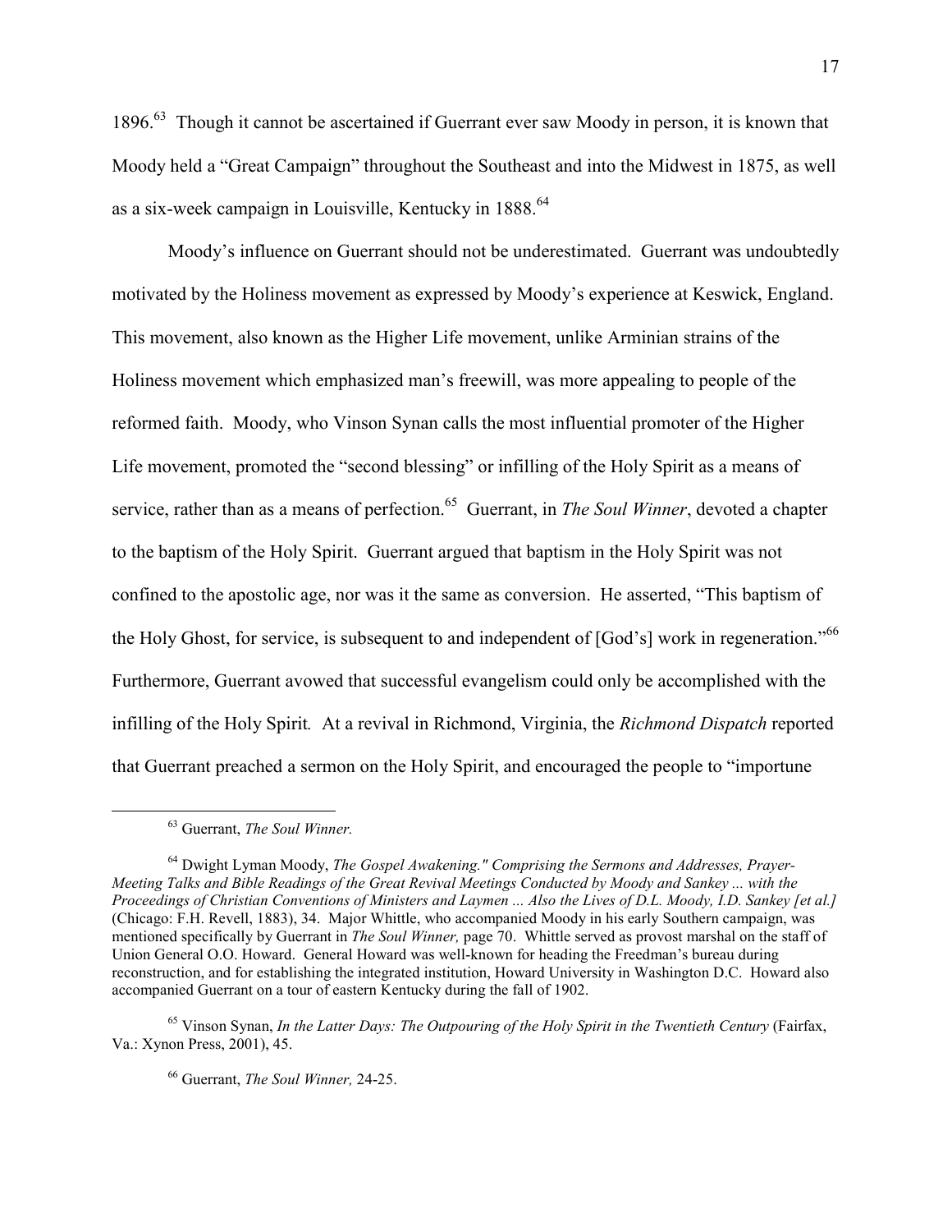1896.[63] Though it cannot be ascertained if Guerrant ever saw Moody in person, it is known that Moody held a "Great Campaign" throughout the Southeast and into the Midwest in 1875, as well as a six-week campaign in Louisville, Kentucky in 1888.[64]

Moody's influence on Guerrant should not be underestimated. Guerrant was undoubtedly motivated by the Holiness movement as expressed by Moody's experience at Keswick, England. This movement, also known as the Higher Life movement, unlike Arminian strains of the Holiness movement which emphasized man's freewill, was more appealing to people of the reformed faith. Moody, who Vinson Synan calls the most influential promoter of the Higher Life movement, promoted the "second blessing" or infilling of the Holy Spirit as a means of service, rather than as a means of perfection.[65] Guerrant, in *The Soul Winner*, devoted a chapter to the baptism of the Holy Spirit. Guerrant argued that baptism in the Holy Spirit was not confined to the apostolic age, nor was it the same as conversion. He asserted, "This baptism of the Holy Ghost, for service, is subsequent to and independent of [God's] work in regeneration."[66] Furthermore, Guerrant avowed that successful evangelism could only be accomplished with the infilling of the Holy Spirit. At a revival in Richmond, Virginia, the *Richmond Dispatch* reported that Guerrant preached a sermon on the Holy Spirit, and encouraged the people to "importune

---

[63] Guerrant, *The Soul Winner.*

[64] Dwight Lyman Moody, *The Gospel Awakening." Comprising the Sermons and Addresses, Prayer-Meeting Talks and Bible Readings of the Great Revival Meetings Conducted by Moody and Sankey ... with the Proceedings of Christian Conventions of Ministers and Laymen ... Also the Lives of D.L. Moody, I.D. Sankey [et al.]* (Chicago: F.H. Revell, 1883), 34. Major Whittle, who accompanied Moody in his early Southern campaign, was mentioned specifically by Guerrant in *The Soul Winner,* page 70. Whittle served as provost marshal on the staff of Union General O.O. Howard. General Howard was well-known for heading the Freedman's bureau during reconstruction, and for establishing the integrated institution, Howard University in Washington D.C. Howard also accompanied Guerrant on a tour of eastern Kentucky during the fall of 1902.

[65] Vinson Synan, *In the Latter Days: The Outpouring of the Holy Spirit in the Twentieth Century* (Fairfax, Va.: Xynon Press, 2001), 45.

[66] Guerrant, *The Soul Winner,* 24-25.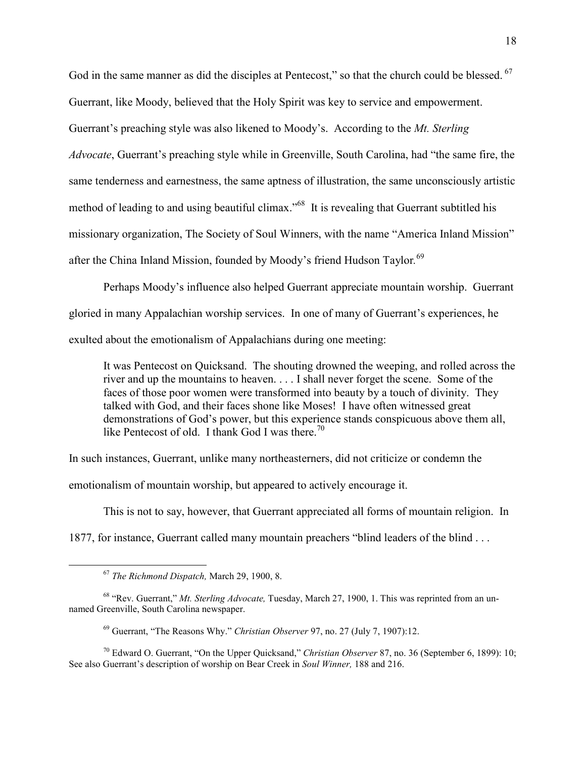God in the same manner as did the disciples at Pentecost," so that the church could be blessed. [67] Guerrant, like Moody, believed that the Holy Spirit was key to service and empowerment. Guerrant's preaching style was also likened to Moody's. According to the *Mt. Sterling Advocate*, Guerrant's preaching style while in Greenville, South Carolina, had "the same fire, the same tenderness and earnestness, the same aptness of illustration, the same unconsciously artistic method of leading to and using beautiful climax."[68] It is revealing that Guerrant subtitled his missionary organization, The Society of Soul Winners, with the name "America Inland Mission" after the China Inland Mission, founded by Moody's friend Hudson Taylor.[69]

Perhaps Moody's influence also helped Guerrant appreciate mountain worship. Guerrant gloried in many Appalachian worship services. In one of many of Guerrant's experiences, he exulted about the emotionalism of Appalachians during one meeting:

> It was Pentecost on Quicksand. The shouting drowned the weeping, and rolled across the river and up the mountains to heaven. . . . I shall never forget the scene. Some of the faces of those poor women were transformed into beauty by a touch of divinity. They talked with God, and their faces shone like Moses! I have often witnessed great demonstrations of God's power, but this experience stands conspicuous above them all, like Pentecost of old. I thank God I was there.[70]

In such instances, Guerrant, unlike many northeasterners, did not criticize or condemn the emotionalism of mountain worship, but appeared to actively encourage it.

This is not to say, however, that Guerrant appreciated all forms of mountain religion. In 1877, for instance, Guerrant called many mountain preachers "blind leaders of the blind . . .

---

[67] *The Richmond Dispatch,* March 29, 1900, 8.

[68] "Rev. Guerrant," *Mt. Sterling Advocate,* Tuesday, March 27, 1900, 1. This was reprinted from an un-named Greenville, South Carolina newspaper.

[69] Guerrant, "The Reasons Why." *Christian Observer* 97, no. 27 (July 7, 1907):12.

[70] Edward O. Guerrant, "On the Upper Quicksand," *Christian Observer* 87, no. 36 (September 6, 1899): 10; See also Guerrant's description of worship on Bear Creek in *Soul Winner,* 188 and 216.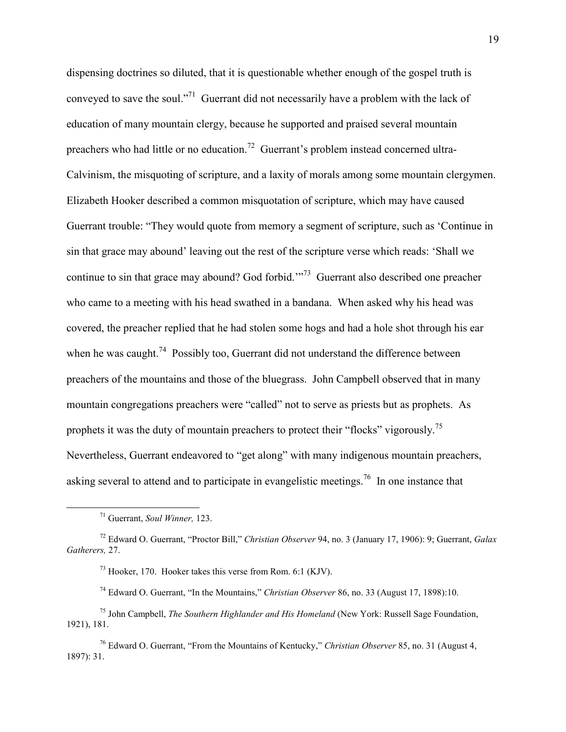dispensing doctrines so diluted, that it is questionable whether enough of the gospel truth is conveyed to save the soul."[71] Guerrant did not necessarily have a problem with the lack of education of many mountain clergy, because he supported and praised several mountain preachers who had little or no education.[72] Guerrant's problem instead concerned ultra-Calvinism, the misquoting of scripture, and a laxity of morals among some mountain clergymen. Elizabeth Hooker described a common misquotation of scripture, which may have caused Guerrant trouble: "They would quote from memory a segment of scripture, such as 'Continue in sin that grace may abound' leaving out the rest of the scripture verse which reads: 'Shall we continue to sin that grace may abound? God forbid.'"[73] Guerrant also described one preacher who came to a meeting with his head swathed in a bandana. When asked why his head was covered, the preacher replied that he had stolen some hogs and had a hole shot through his ear when he was caught.[74] Possibly too, Guerrant did not understand the difference between preachers of the mountains and those of the bluegrass. John Campbell observed that in many mountain congregations preachers were "called" not to serve as priests but as prophets. As prophets it was the duty of mountain preachers to protect their "flocks" vigorously.[75] Nevertheless, Guerrant endeavored to "get along" with many indigenous mountain preachers, asking several to attend and to participate in evangelistic meetings.[76] In one instance that

---

[71] Guerrant, *Soul Winner,* 123.

[72] Edward O. Guerrant, "Proctor Bill," *Christian Observer* 94, no. 3 (January 17, 1906): 9; Guerrant, *Galax Gatherers,* 27.

[73] Hooker, 170. Hooker takes this verse from Rom. 6:1 (KJV).

[74] Edward O. Guerrant, "In the Mountains," *Christian Observer* 86, no. 33 (August 17, 1898):10.

[75] John Campbell, *The Southern Highlander and His Homeland* (New York: Russell Sage Foundation, 1921), 181.

[76] Edward O. Guerrant, "From the Mountains of Kentucky," *Christian Observer* 85, no. 31 (August 4, 1897): 31.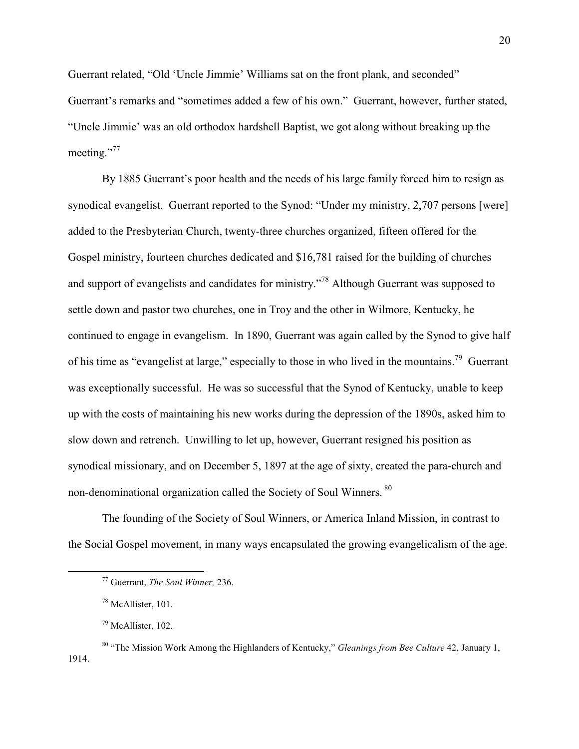Guerrant related, "Old 'Uncle Jimmie' Williams sat on the front plank, and seconded" Guerrant's remarks and "sometimes added a few of his own." Guerrant, however, further stated, "Uncle Jimmie' was an old orthodox hardshell Baptist, we got along without breaking up the meeting."[77]

By 1885 Guerrant's poor health and the needs of his large family forced him to resign as synodical evangelist. Guerrant reported to the Synod: "Under my ministry, 2,707 persons [were] added to the Presbyterian Church, twenty-three churches organized, fifteen offered for the Gospel ministry, fourteen churches dedicated and $16,781 raised for the building of churches and support of evangelists and candidates for ministry."[78] Although Guerrant was supposed to settle down and pastor two churches, one in Troy and the other in Wilmore, Kentucky, he continued to engage in evangelism. In 1890, Guerrant was again called by the Synod to give half of his time as "evangelist at large," especially to those in who lived in the mountains.[79] Guerrant was exceptionally successful. He was so successful that the Synod of Kentucky, unable to keep up with the costs of maintaining his new works during the depression of the 1890s, asked him to slow down and retrench. Unwilling to let up, however, Guerrant resigned his position as synodical missionary, and on December 5, 1897 at the age of sixty, created the para-church and non-denominational organization called the Society of Soul Winners.[80]

The founding of the Society of Soul Winners, or America Inland Mission, in contrast to the Social Gospel movement, in many ways encapsulated the growing evangelicalism of the age.

---

[77] Guerrant, *The Soul Winner,* 236.

[78] McAllister, 101.

[79] McAllister, 102.

[80] "The Mission Work Among the Highlanders of Kentucky," *Gleanings from Bee Culture* 42, January 1, 1914.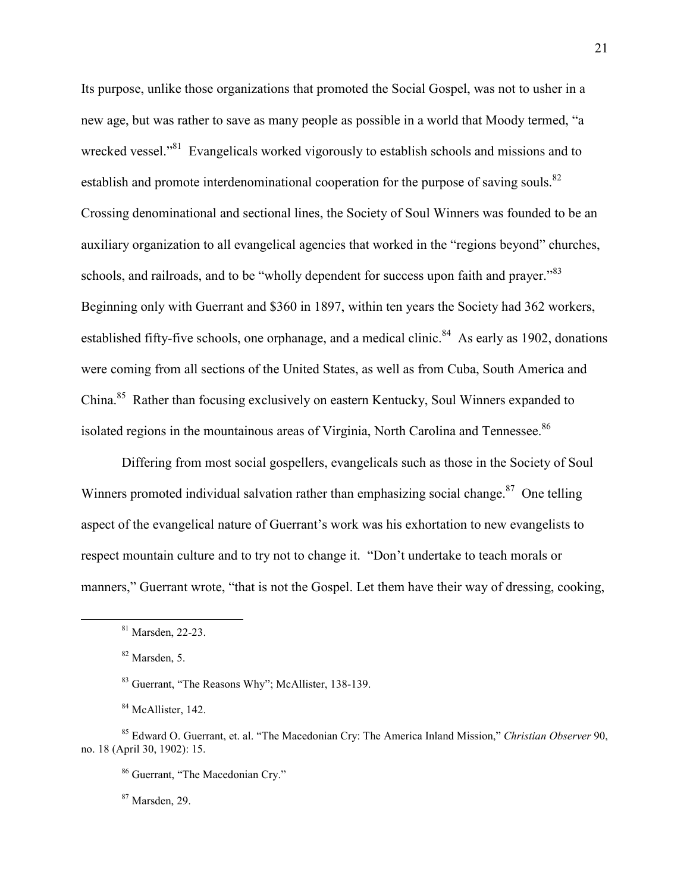Its purpose, unlike those organizations that promoted the Social Gospel, was not to usher in a new age, but was rather to save as many people as possible in a world that Moody termed, "a wrecked vessel."[81] Evangelicals worked vigorously to establish schools and missions and to establish and promote interdenominational cooperation for the purpose of saving souls.[82] Crossing denominational and sectional lines, the Society of Soul Winners was founded to be an auxiliary organization to all evangelical agencies that worked in the "regions beyond" churches, schools, and railroads, and to be "wholly dependent for success upon faith and prayer."[83] Beginning only with Guerrant and $360 in 1897, within ten years the Society had 362 workers, established fifty-five schools, one orphanage, and a medical clinic.[84] As early as 1902, donations were coming from all sections of the United States, as well as from Cuba, South America and China.[85] Rather than focusing exclusively on eastern Kentucky, Soul Winners expanded to isolated regions in the mountainous areas of Virginia, North Carolina and Tennessee.[86]

Differing from most social gospellers, evangelicals such as those in the Society of Soul Winners promoted individual salvation rather than emphasizing social change.[87] One telling aspect of the evangelical nature of Guerrant's work was his exhortation to new evangelists to respect mountain culture and to try not to change it. "Don't undertake to teach morals or manners," Guerrant wrote, "that is not the Gospel. Let them have their way of dressing, cooking,

---

[81] Marsden, 22-23.

[82] Marsden, 5.

[83] Guerrant, "The Reasons Why"; McAllister, 138-139.

[84] McAllister, 142.

[85] Edward O. Guerrant, et. al. "The Macedonian Cry: The America Inland Mission," *Christian Observer* 90, no. 18 (April 30, 1902): 15.

[86] Guerrant, "The Macedonian Cry."

[87] Marsden, 29.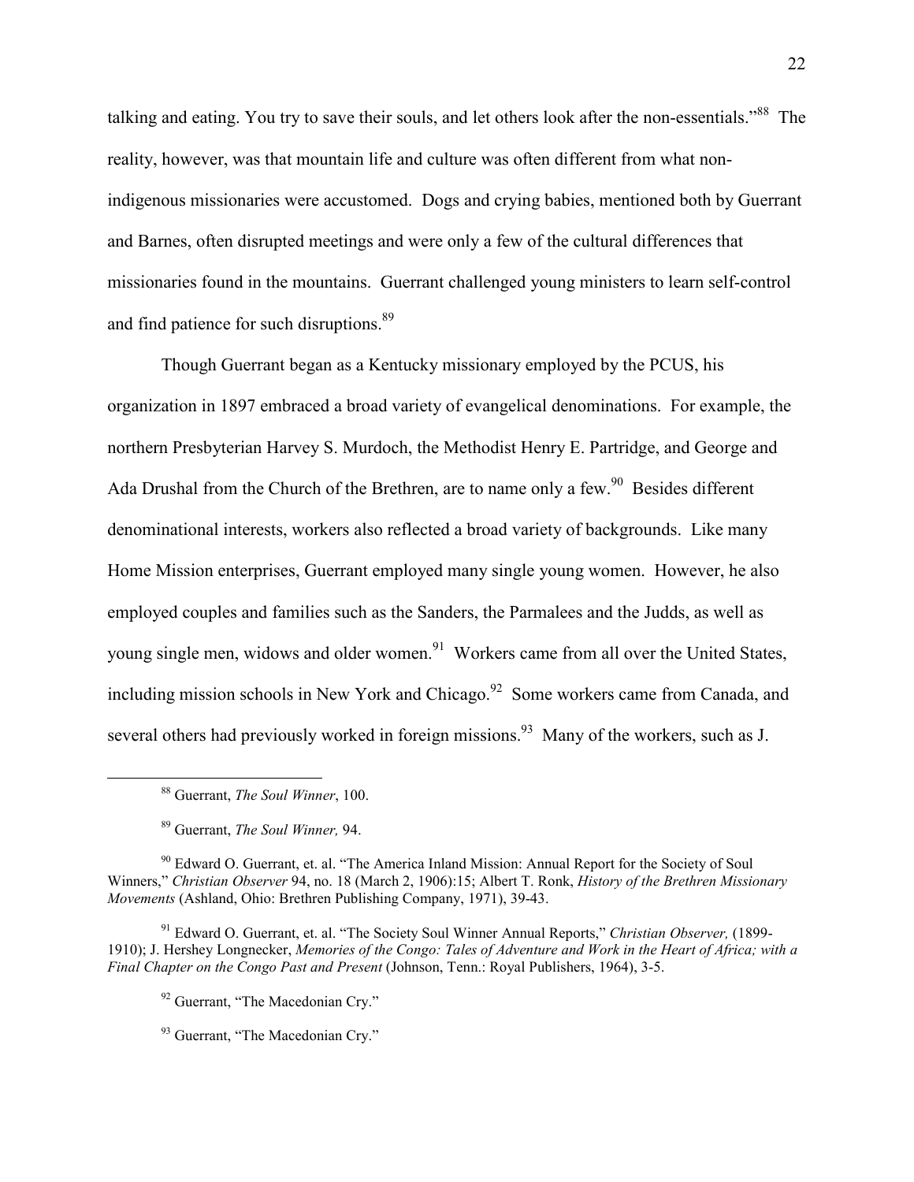talking and eating. You try to save their souls, and let others look after the non-essentials."[88] The reality, however, was that mountain life and culture was often different from what non-indigenous missionaries were accustomed. Dogs and crying babies, mentioned both by Guerrant and Barnes, often disrupted meetings and were only a few of the cultural differences that missionaries found in the mountains. Guerrant challenged young ministers to learn self-control and find patience for such disruptions.[89]

Though Guerrant began as a Kentucky missionary employed by the PCUS, his organization in 1897 embraced a broad variety of evangelical denominations. For example, the northern Presbyterian Harvey S. Murdoch, the Methodist Henry E. Partridge, and George and Ada Drushal from the Church of the Brethren, are to name only a few.[90] Besides different denominational interests, workers also reflected a broad variety of backgrounds. Like many Home Mission enterprises, Guerrant employed many single young women. However, he also employed couples and families such as the Sanders, the Parmalees and the Judds, as well as young single men, widows and older women.[91] Workers came from all over the United States, including mission schools in New York and Chicago.[92] Some workers came from Canada, and several others had previously worked in foreign missions.[93] Many of the workers, such as J.

---

[88] Guerrant, *The Soul Winner*, 100.

[89] Guerrant, *The Soul Winner,* 94.

[90] Edward O. Guerrant, et. al. "The America Inland Mission: Annual Report for the Society of Soul Winners," *Christian Observer* 94, no. 18 (March 2, 1906):15; Albert T. Ronk, *History of the Brethren Missionary Movements* (Ashland, Ohio: Brethren Publishing Company, 1971), 39-43.

[91] Edward O. Guerrant, et. al. "The Society Soul Winner Annual Reports," *Christian Observer,* (1899-1910); J. Hershey Longnecker, *Memories of the Congo: Tales of Adventure and Work in the Heart of Africa; with a Final Chapter on the Congo Past and Present* (Johnson, Tenn.: Royal Publishers, 1964), 3-5.

[92] Guerrant, "The Macedonian Cry."

[93] Guerrant, "The Macedonian Cry."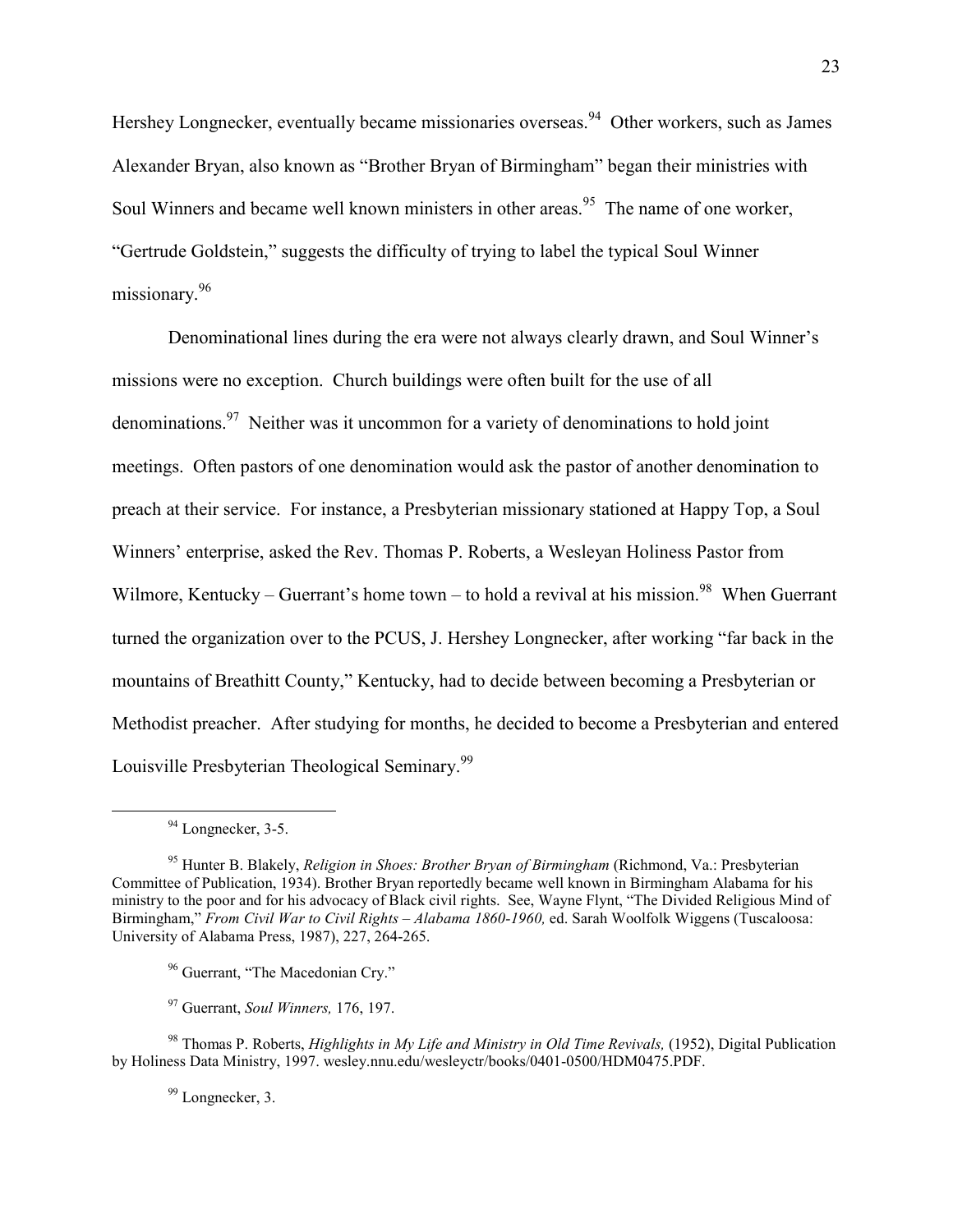Hershey Longnecker, eventually became missionaries overseas.[94] Other workers, such as James Alexander Bryan, also known as "Brother Bryan of Birmingham" began their ministries with Soul Winners and became well known ministers in other areas.[95] The name of one worker, "Gertrude Goldstein," suggests the difficulty of trying to label the typical Soul Winner missionary.[96]

Denominational lines during the era were not always clearly drawn, and Soul Winner's missions were no exception. Church buildings were often built for the use of all denominations.[97] Neither was it uncommon for a variety of denominations to hold joint meetings. Often pastors of one denomination would ask the pastor of another denomination to preach at their service. For instance, a Presbyterian missionary stationed at Happy Top, a Soul Winners' enterprise, asked the Rev. Thomas P. Roberts, a Wesleyan Holiness Pastor from Wilmore, Kentucky – Guerrant's home town – to hold a revival at his mission.[98] When Guerrant turned the organization over to the PCUS, J. Hershey Longnecker, after working "far back in the mountains of Breathitt County," Kentucky, had to decide between becoming a Presbyterian or Methodist preacher. After studying for months, he decided to become a Presbyterian and entered Louisville Presbyterian Theological Seminary.[99]

---

[94] Longnecker, 3-5.

[95] Hunter B. Blakely, *Religion in Shoes: Brother Bryan of Birmingham* (Richmond, Va.: Presbyterian Committee of Publication, 1934). Brother Bryan reportedly became well known in Birmingham Alabama for his ministry to the poor and for his advocacy of Black civil rights. See, Wayne Flynt, "The Divided Religious Mind of Birmingham," *From Civil War to Civil Rights – Alabama 1860-1960,* ed. Sarah Woolfolk Wiggens (Tuscaloosa: University of Alabama Press, 1987), 227, 264-265.

[96] Guerrant, "The Macedonian Cry."

[97] Guerrant, *Soul Winners,* 176, 197.

[98] Thomas P. Roberts, *Highlights in My Life and Ministry in Old Time Revivals,* (1952), Digital Publication by Holiness Data Ministry, 1997. wesley.nnu.edu/wesleyctr/books/0401-0500/HDM0475.PDF.

[99] Longnecker, 3.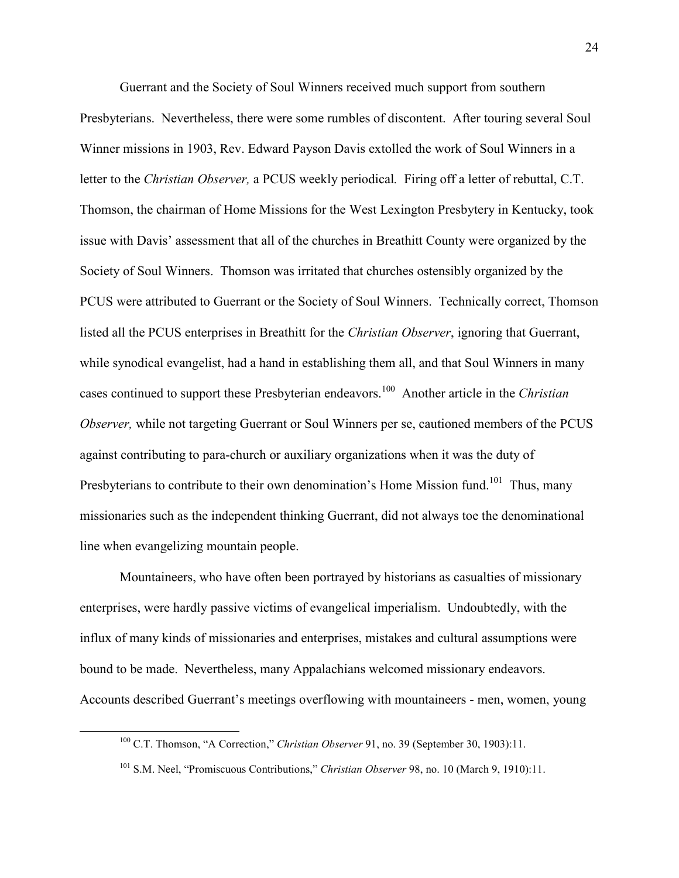Guerrant and the Society of Soul Winners received much support from southern Presbyterians. Nevertheless, there were some rumbles of discontent. After touring several Soul Winner missions in 1903, Rev. Edward Payson Davis extolled the work of Soul Winners in a letter to the *Christian Observer,* a PCUS weekly periodical*.* Firing off a letter of rebuttal, C.T. Thomson, the chairman of Home Missions for the West Lexington Presbytery in Kentucky, took issue with Davis' assessment that all of the churches in Breathitt County were organized by the Society of Soul Winners. Thomson was irritated that churches ostensibly organized by the PCUS were attributed to Guerrant or the Society of Soul Winners. Technically correct, Thomson listed all the PCUS enterprises in Breathitt for the *Christian Observer*, ignoring that Guerrant, while synodical evangelist, had a hand in establishing them all, and that Soul Winners in many cases continued to support these Presbyterian endeavors.[100] Another article in the *Christian Observer,* while not targeting Guerrant or Soul Winners per se, cautioned members of the PCUS against contributing to para-church or auxiliary organizations when it was the duty of Presbyterians to contribute to their own denomination's Home Mission fund.[101] Thus, many missionaries such as the independent thinking Guerrant, did not always toe the denominational line when evangelizing mountain people.

Mountaineers, who have often been portrayed by historians as casualties of missionary enterprises, were hardly passive victims of evangelical imperialism. Undoubtedly, with the influx of many kinds of missionaries and enterprises, mistakes and cultural assumptions were bound to be made. Nevertheless, many Appalachians welcomed missionary endeavors. Accounts described Guerrant's meetings overflowing with mountaineers - men, women, young

---

[100] C.T. Thomson, "A Correction," *Christian Observer* 91, no. 39 (September 30, 1903):11.

[101] S.M. Neel, "Promiscuous Contributions," *Christian Observer* 98, no. 10 (March 9, 1910):11.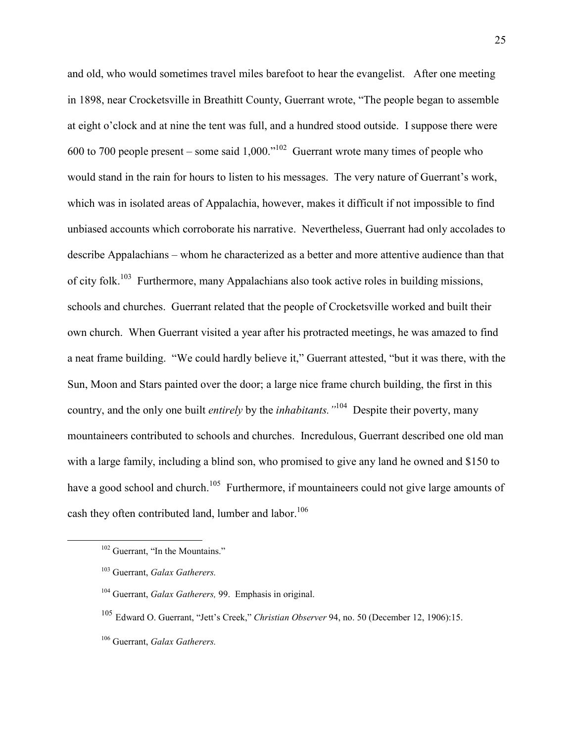and old, who would sometimes travel miles barefoot to hear the evangelist. After one meeting in 1898, near Crocketsville in Breathitt County, Guerrant wrote, "The people began to assemble at eight o'clock and at nine the tent was full, and a hundred stood outside. I suppose there were 600 to 700 people present – some said 1,000."[102] Guerrant wrote many times of people who would stand in the rain for hours to listen to his messages. The very nature of Guerrant's work, which was in isolated areas of Appalachia, however, makes it difficult if not impossible to find unbiased accounts which corroborate his narrative. Nevertheless, Guerrant had only accolades to describe Appalachians – whom he characterized as a better and more attentive audience than that of city folk.[103] Furthermore, many Appalachians also took active roles in building missions, schools and churches. Guerrant related that the people of Crocketsville worked and built their own church. When Guerrant visited a year after his protracted meetings, he was amazed to find a neat frame building. "We could hardly believe it," Guerrant attested, "but it was there, with the Sun, Moon and Stars painted over the door; a large nice frame church building, the first in this country, and the only one built *entirely* by the *inhabitants.*"[104] Despite their poverty, many mountaineers contributed to schools and churches. Incredulous, Guerrant described one old man with a large family, including a blind son, who promised to give any land he owned and $150 to have a good school and church.[105] Furthermore, if mountaineers could not give large amounts of cash they often contributed land, lumber and labor.[106]

---

[102] Guerrant, "In the Mountains."

[103] Guerrant, *Galax Gatherers.*

[104] Guerrant, *Galax Gatherers,* 99. Emphasis in original.

[105] Edward O. Guerrant, "Jett's Creek," *Christian Observer* 94, no. 50 (December 12, 1906):15.

[106] Guerrant, *Galax Gatherers.*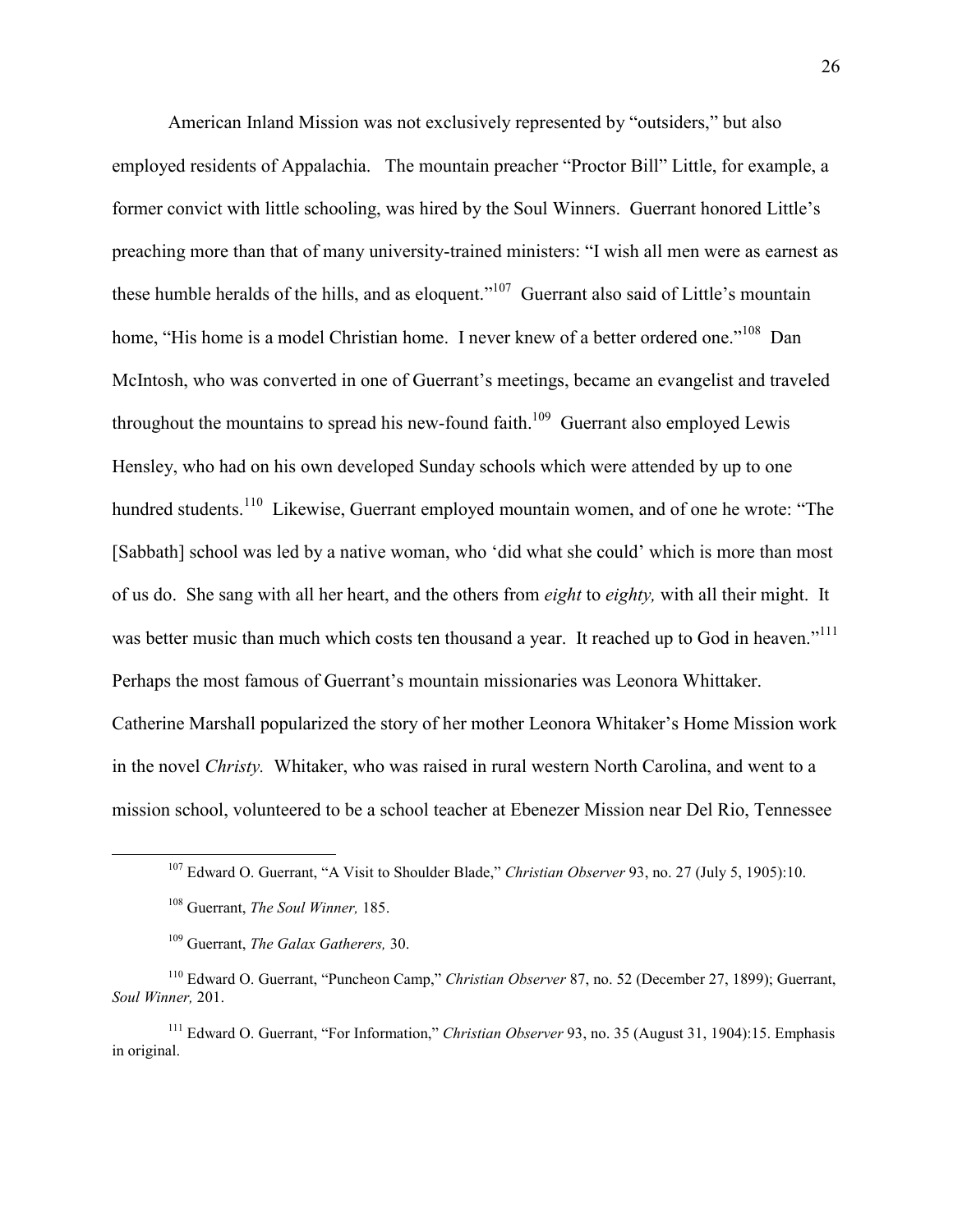American Inland Mission was not exclusively represented by "outsiders," but also employed residents of Appalachia. The mountain preacher "Proctor Bill" Little, for example, a former convict with little schooling, was hired by the Soul Winners. Guerrant honored Little's preaching more than that of many university-trained ministers: "I wish all men were as earnest as these humble heralds of the hills, and as eloquent."[107] Guerrant also said of Little's mountain home, "His home is a model Christian home. I never knew of a better ordered one."[108] Dan McIntosh, who was converted in one of Guerrant's meetings, became an evangelist and traveled throughout the mountains to spread his new-found faith.[109] Guerrant also employed Lewis Hensley, who had on his own developed Sunday schools which were attended by up to one hundred students.[110] Likewise, Guerrant employed mountain women, and of one he wrote: "The [Sabbath] school was led by a native woman, who 'did what she could' which is more than most of us do. She sang with all her heart, and the others from *eight* to *eighty,* with all their might. It was better music than much which costs ten thousand a year. It reached up to God in heaven."[111] Perhaps the most famous of Guerrant's mountain missionaries was Leonora Whittaker. Catherine Marshall popularized the story of her mother Leonora Whitaker's Home Mission work in the novel *Christy.* Whitaker, who was raised in rural western North Carolina, and went to a mission school, volunteered to be a school teacher at Ebenezer Mission near Del Rio, Tennessee

---

[107] Edward O. Guerrant, "A Visit to Shoulder Blade," *Christian Observer* 93, no. 27 (July 5, 1905):10.

[108] Guerrant, *The Soul Winner,* 185.

[109] Guerrant, *The Galax Gatherers,* 30.

[110] Edward O. Guerrant, "Puncheon Camp," *Christian Observer* 87, no. 52 (December 27, 1899); Guerrant, *Soul Winner,* 201.

[111] Edward O. Guerrant, "For Information," *Christian Observer* 93, no. 35 (August 31, 1904):15. Emphasis in original.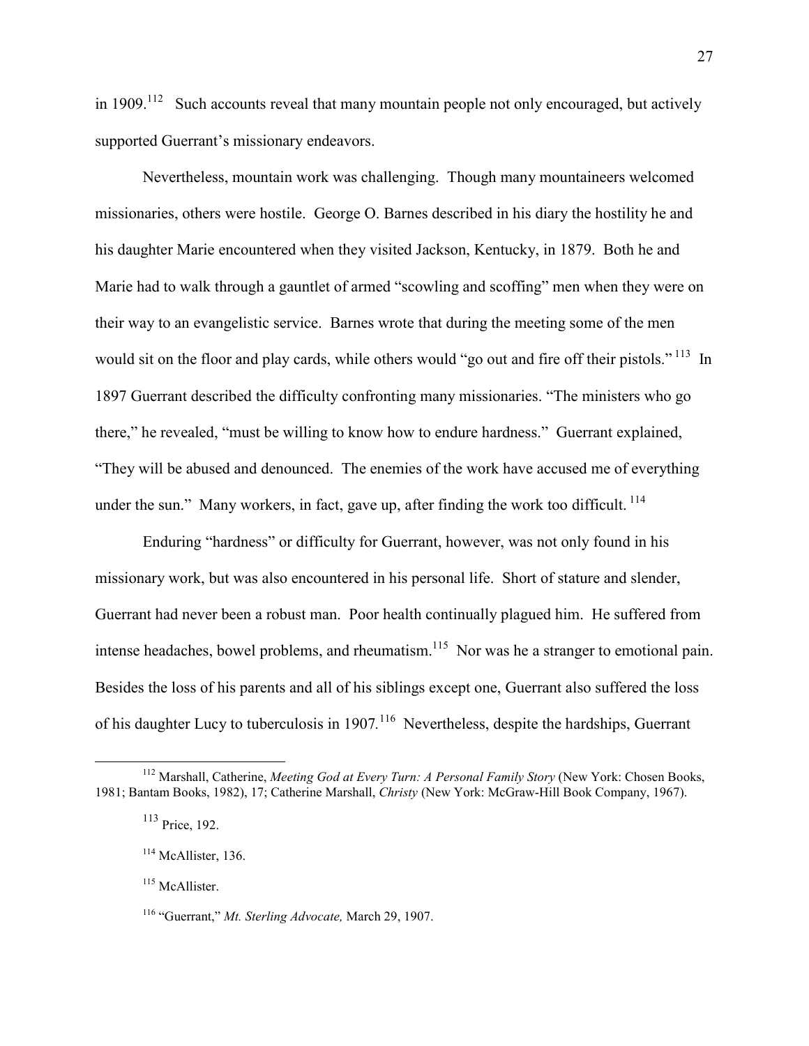in 1909.[112] Such accounts reveal that many mountain people not only encouraged, but actively supported Guerrant's missionary endeavors.

Nevertheless, mountain work was challenging. Though many mountaineers welcomed missionaries, others were hostile. George O. Barnes described in his diary the hostility he and his daughter Marie encountered when they visited Jackson, Kentucky, in 1879. Both he and Marie had to walk through a gauntlet of armed "scowling and scoffing" men when they were on their way to an evangelistic service. Barnes wrote that during the meeting some of the men would sit on the floor and play cards, while others would "go out and fire off their pistols."[113] In 1897 Guerrant described the difficulty confronting many missionaries. "The ministers who go there," he revealed, "must be willing to know how to endure hardness." Guerrant explained, "They will be abused and denounced. The enemies of the work have accused me of everything under the sun." Many workers, in fact, gave up, after finding the work too difficult.[114]

Enduring "hardness" or difficulty for Guerrant, however, was not only found in his missionary work, but was also encountered in his personal life. Short of stature and slender, Guerrant had never been a robust man. Poor health continually plagued him. He suffered from intense headaches, bowel problems, and rheumatism.[115] Nor was he a stranger to emotional pain. Besides the loss of his parents and all of his siblings except one, Guerrant also suffered the loss of his daughter Lucy to tuberculosis in 1907.[116] Nevertheless, despite the hardships, Guerrant

---

[112] Marshall, Catherine, *Meeting God at Every Turn: A Personal Family Story* (New York: Chosen Books, 1981; Bantam Books, 1982), 17; Catherine Marshall, *Christy* (New York: McGraw-Hill Book Company, 1967).

[113] Price, 192.

[114] McAllister, 136.

[115] McAllister.

[116] "Guerrant," *Mt. Sterling Advocate,* March 29, 1907.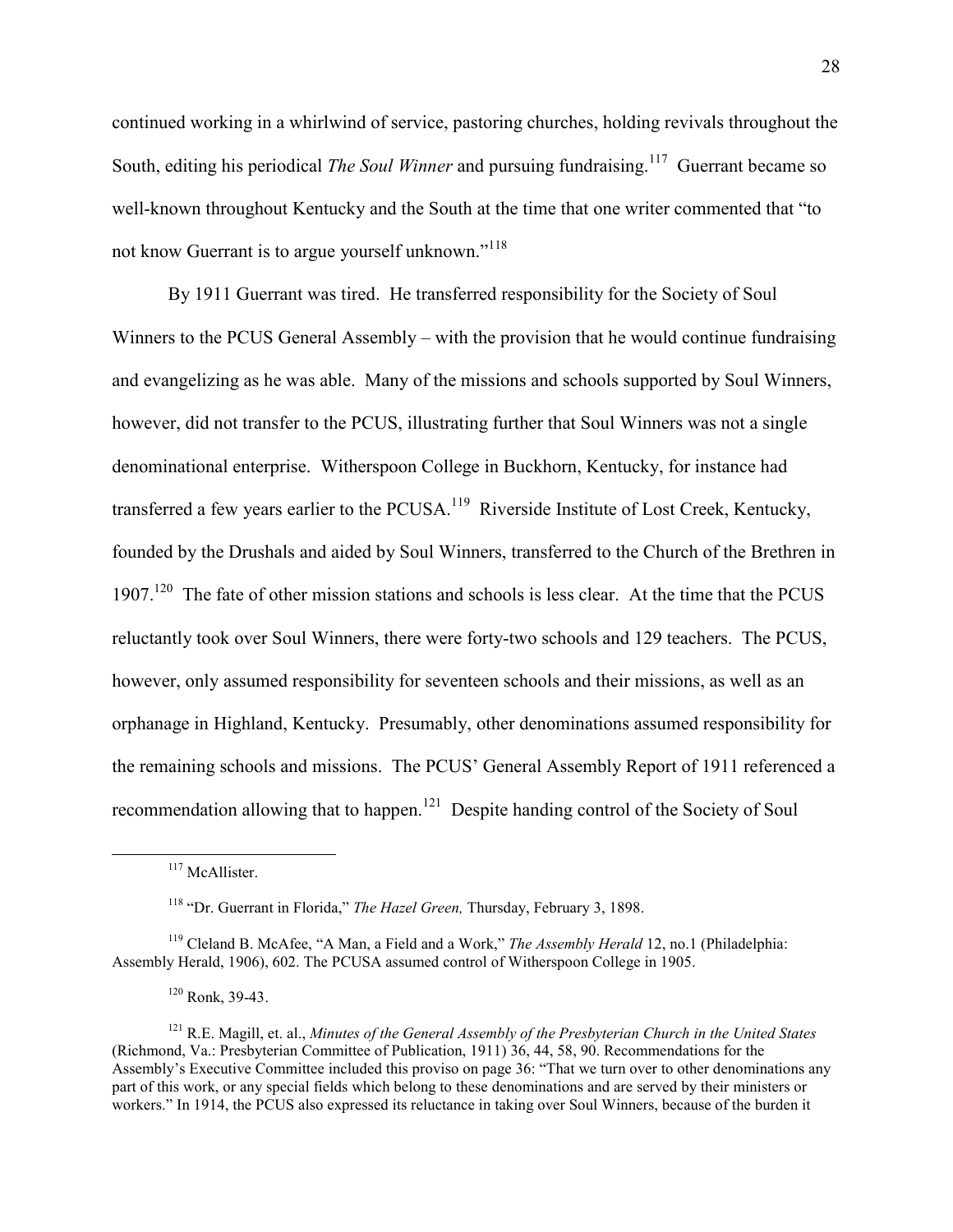continued working in a whirlwind of service, pastoring churches, holding revivals throughout the South, editing his periodical *The Soul Winner* and pursuing fundraising.[117] Guerrant became so well-known throughout Kentucky and the South at the time that one writer commented that "to not know Guerrant is to argue yourself unknown."[118]

By 1911 Guerrant was tired. He transferred responsibility for the Society of Soul Winners to the PCUS General Assembly – with the provision that he would continue fundraising and evangelizing as he was able. Many of the missions and schools supported by Soul Winners, however, did not transfer to the PCUS, illustrating further that Soul Winners was not a single denominational enterprise. Witherspoon College in Buckhorn, Kentucky, for instance had transferred a few years earlier to the PCUSA.[119] Riverside Institute of Lost Creek, Kentucky, founded by the Drushals and aided by Soul Winners, transferred to the Church of the Brethren in 1907.[120] The fate of other mission stations and schools is less clear. At the time that the PCUS reluctantly took over Soul Winners, there were forty-two schools and 129 teachers. The PCUS, however, only assumed responsibility for seventeen schools and their missions, as well as an orphanage in Highland, Kentucky. Presumably, other denominations assumed responsibility for the remaining schools and missions. The PCUS' General Assembly Report of 1911 referenced a recommendation allowing that to happen.[121] Despite handing control of the Society of Soul

---

[117] McAllister.

[118] "Dr. Guerrant in Florida," *The Hazel Green,* Thursday, February 3, 1898.

[119] Cleland B. McAfee, "A Man, a Field and a Work," *The Assembly Herald* 12, no.1 (Philadelphia: Assembly Herald, 1906), 602. The PCUSA assumed control of Witherspoon College in 1905.

[120] Ronk, 39-43.

[121] R.E. Magill, et. al., *Minutes of the General Assembly of the Presbyterian Church in the United States* (Richmond, Va.: Presbyterian Committee of Publication, 1911) 36, 44, 58, 90. Recommendations for the Assembly's Executive Committee included this proviso on page 36: "That we turn over to other denominations any part of this work, or any special fields which belong to these denominations and are served by their ministers or workers." In 1914, the PCUS also expressed its reluctance in taking over Soul Winners, because of the burden it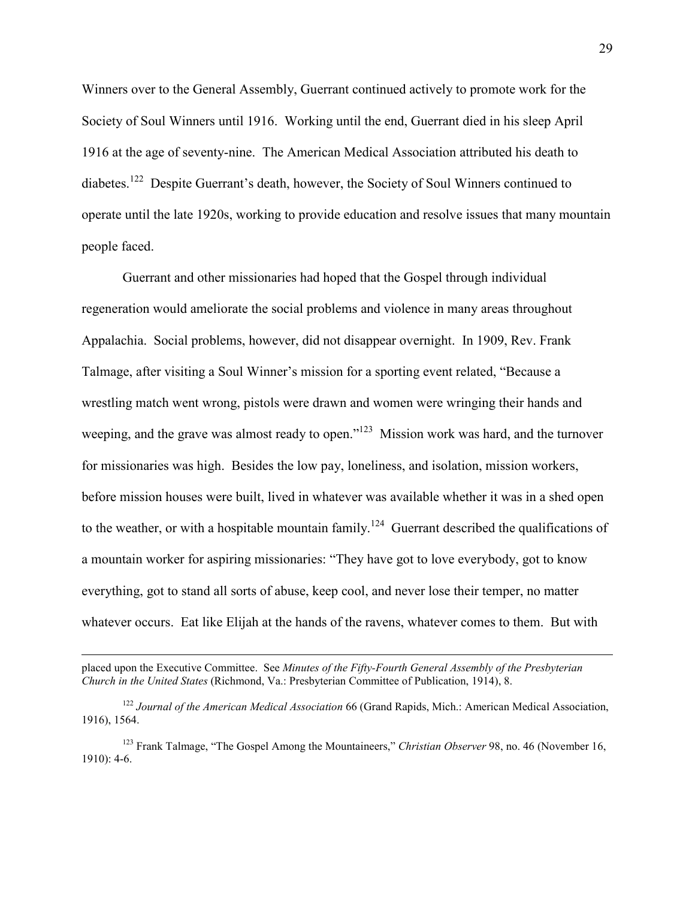Winners over to the General Assembly, Guerrant continued actively to promote work for the Society of Soul Winners until 1916. Working until the end, Guerrant died in his sleep April 1916 at the age of seventy-nine. The American Medical Association attributed his death to diabetes.[122] Despite Guerrant's death, however, the Society of Soul Winners continued to operate until the late 1920s, working to provide education and resolve issues that many mountain people faced.

Guerrant and other missionaries had hoped that the Gospel through individual regeneration would ameliorate the social problems and violence in many areas throughout Appalachia. Social problems, however, did not disappear overnight. In 1909, Rev. Frank Talmage, after visiting a Soul Winner's mission for a sporting event related, "Because a wrestling match went wrong, pistols were drawn and women were wringing their hands and weeping, and the grave was almost ready to open."[123] Mission work was hard, and the turnover for missionaries was high. Besides the low pay, loneliness, and isolation, mission workers, before mission houses were built, lived in whatever was available whether it was in a shed open to the weather, or with a hospitable mountain family.[124] Guerrant described the qualifications of a mountain worker for aspiring missionaries: "They have got to love everybody, got to know everything, got to stand all sorts of abuse, keep cool, and never lose their temper, no matter whatever occurs. Eat like Elijah at the hands of the ravens, whatever comes to them. But with

---

placed upon the Executive Committee. See *Minutes of the Fifty-Fourth General Assembly of the Presbyterian Church in the United States* (Richmond, Va.: Presbyterian Committee of Publication, 1914), 8.

[122] *Journal of the American Medical Association* 66 (Grand Rapids, Mich.: American Medical Association, 1916), 1564.

[123] Frank Talmage, "The Gospel Among the Mountaineers," *Christian Observer* 98, no. 46 (November 16, 1910): 4-6.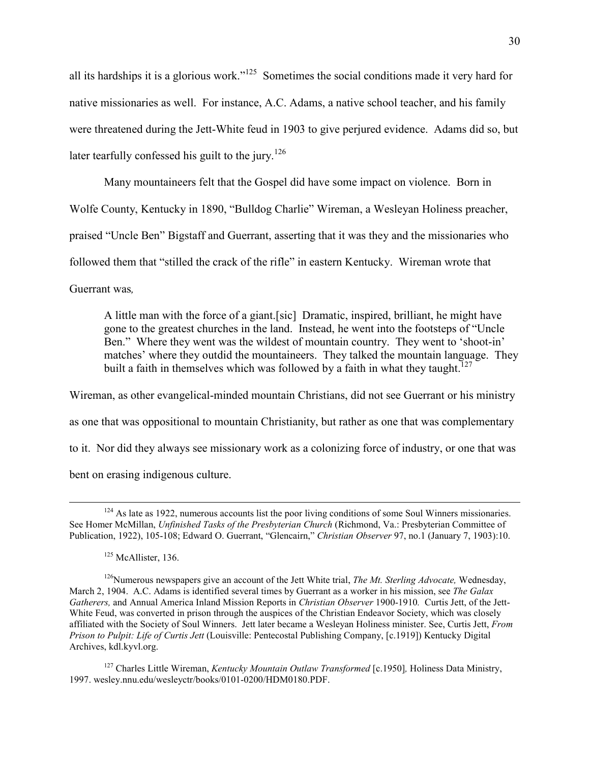all its hardships it is a glorious work."[125] Sometimes the social conditions made it very hard for native missionaries as well. For instance, A.C. Adams, a native school teacher, and his family were threatened during the Jett-White feud in 1903 to give perjured evidence. Adams did so, but later tearfully confessed his guilt to the jury.[126]

Many mountaineers felt that the Gospel did have some impact on violence. Born in Wolfe County, Kentucky in 1890, "Bulldog Charlie" Wireman, a Wesleyan Holiness preacher, praised "Uncle Ben" Bigstaff and Guerrant, asserting that it was they and the missionaries who followed them that "stilled the crack of the rifle" in eastern Kentucky. Wireman wrote that Guerrant was*,*

> A little man with the force of a giant.[sic] Dramatic, inspired, brilliant, he might have gone to the greatest churches in the land. Instead, he went into the footsteps of "Uncle Ben." Where they went was the wildest of mountain country. They went to 'shoot-in' matches' where they outdid the mountaineers. They talked the mountain language. They built a faith in themselves which was followed by a faith in what they taught.[127]

Wireman, as other evangelical-minded mountain Christians, did not see Guerrant or his ministry as one that was oppositional to mountain Christianity, but rather as one that was complementary to it. Nor did they always see missionary work as a colonizing force of industry, or one that was bent on erasing indigenous culture.

---

[124] As late as 1922, numerous accounts list the poor living conditions of some Soul Winners missionaries. See Homer McMillan, *Unfinished Tasks of the Presbyterian Church* (Richmond, Va.: Presbyterian Committee of Publication, 1922), 105-108; Edward O. Guerrant, "Glencairn," *Christian Observer* 97, no.1 (January 7, 1903):10.

[125] McAllister, 136.

[126] Numerous newspapers give an account of the Jett White trial, *The Mt. Sterling Advocate,* Wednesday, March 2, 1904. A.C. Adams is identified several times by Guerrant as a worker in his mission, see *The Galax Gatherers,* and Annual America Inland Mission Reports in *Christian Observer* 1900-1910*.* Curtis Jett, of the Jett-White Feud, was converted in prison through the auspices of the Christian Endeavor Society, which was closely affiliated with the Society of Soul Winners. Jett later became a Wesleyan Holiness minister. See, Curtis Jett, *From Prison to Pulpit: Life of Curtis Jett* (Louisville: Pentecostal Publishing Company, [c.1919]) Kentucky Digital Archives, kdl.kyvl.org.

[127] Charles Little Wireman, *Kentucky Mountain Outlaw Transformed* [c.1950]*,* Holiness Data Ministry, 1997. wesley.nnu.edu/wesleyctr/books/0101-0200/HDM0180.PDF.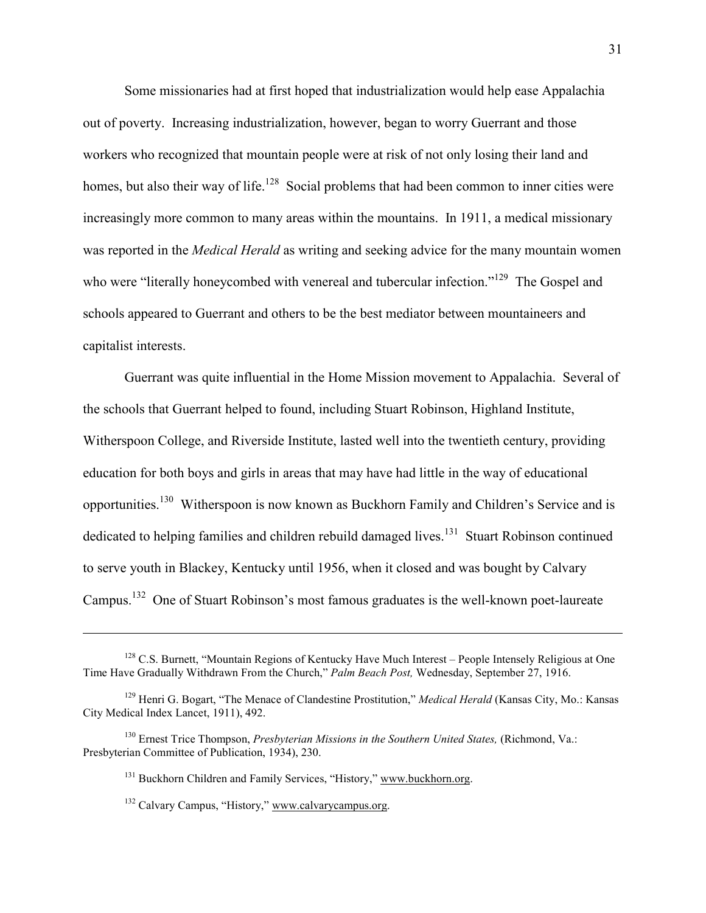Some missionaries had at first hoped that industrialization would help ease Appalachia out of poverty. Increasing industrialization, however, began to worry Guerrant and those workers who recognized that mountain people were at risk of not only losing their land and homes, but also their way of life.[128] Social problems that had been common to inner cities were increasingly more common to many areas within the mountains. In 1911, a medical missionary was reported in the *Medical Herald* as writing and seeking advice for the many mountain women who were "literally honeycombed with venereal and tubercular infection."[129] The Gospel and schools appeared to Guerrant and others to be the best mediator between mountaineers and capitalist interests.

Guerrant was quite influential in the Home Mission movement to Appalachia. Several of the schools that Guerrant helped to found, including Stuart Robinson, Highland Institute, Witherspoon College, and Riverside Institute, lasted well into the twentieth century, providing education for both boys and girls in areas that may have had little in the way of educational opportunities.[130] Witherspoon is now known as Buckhorn Family and Children's Service and is dedicated to helping families and children rebuild damaged lives.[131] Stuart Robinson continued to serve youth in Blackey, Kentucky until 1956, when it closed and was bought by Calvary Campus.[132] One of Stuart Robinson's most famous graduates is the well-known poet-laureate

---

[128] C.S. Burnett, "Mountain Regions of Kentucky Have Much Interest – People Intensely Religious at One Time Have Gradually Withdrawn From the Church," *Palm Beach Post,* Wednesday, September 27, 1916.

[129] Henri G. Bogart, "The Menace of Clandestine Prostitution," *Medical Herald* (Kansas City, Mo.: Kansas City Medical Index Lancet, 1911), 492.

[130] Ernest Trice Thompson, *Presbyterian Missions in the Southern United States,* (Richmond, Va.: Presbyterian Committee of Publication, 1934), 230.

[131] Buckhorn Children and Family Services, "History," www.buckhorn.org.

[132] Calvary Campus, "History," www.calvarycampus.org.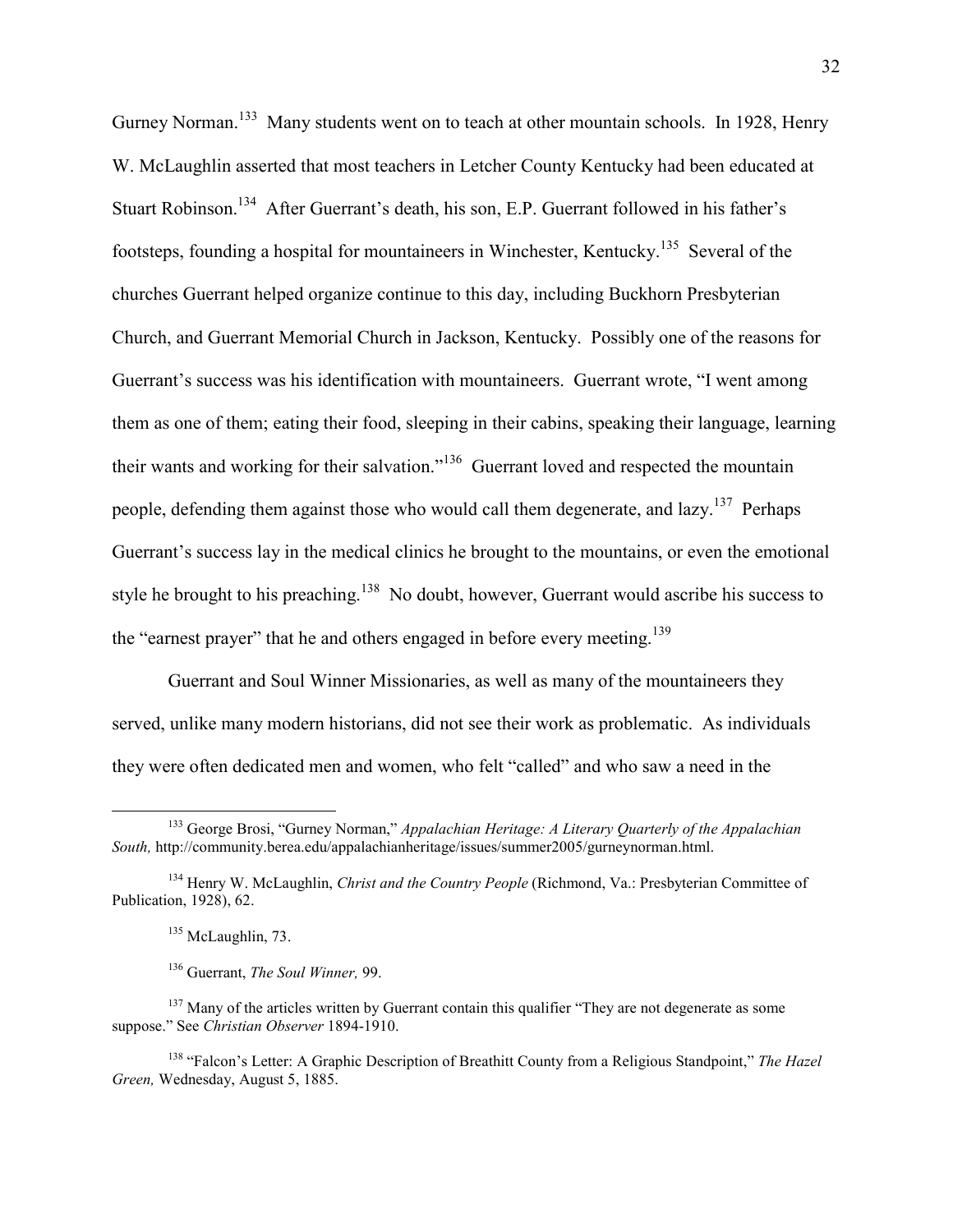Gurney Norman.[133] Many students went on to teach at other mountain schools. In 1928, Henry W. McLaughlin asserted that most teachers in Letcher County Kentucky had been educated at Stuart Robinson.[134] After Guerrant's death, his son, E.P. Guerrant followed in his father's footsteps, founding a hospital for mountaineers in Winchester, Kentucky.[135] Several of the churches Guerrant helped organize continue to this day, including Buckhorn Presbyterian Church, and Guerrant Memorial Church in Jackson, Kentucky. Possibly one of the reasons for Guerrant's success was his identification with mountaineers. Guerrant wrote, "I went among them as one of them; eating their food, sleeping in their cabins, speaking their language, learning their wants and working for their salvation."[136] Guerrant loved and respected the mountain people, defending them against those who would call them degenerate, and lazy.[137] Perhaps Guerrant's success lay in the medical clinics he brought to the mountains, or even the emotional style he brought to his preaching.[138] No doubt, however, Guerrant would ascribe his success to the "earnest prayer" that he and others engaged in before every meeting.[139]

Guerrant and Soul Winner Missionaries, as well as many of the mountaineers they served, unlike many modern historians, did not see their work as problematic. As individuals they were often dedicated men and women, who felt "called" and who saw a need in the

---

[133] George Brosi, "Gurney Norman," *Appalachian Heritage: A Literary Quarterly of the Appalachian South,* http://community.berea.edu/appalachianheritage/issues/summer2005/gurneynorman.html.

[134] Henry W. McLaughlin, *Christ and the Country People* (Richmond, Va.: Presbyterian Committee of Publication, 1928), 62.

[135] McLaughlin, 73.

[136] Guerrant, *The Soul Winner,* 99.

[137] Many of the articles written by Guerrant contain this qualifier "They are not degenerate as some suppose." See *Christian Observer* 1894-1910.

[138] "Falcon's Letter: A Graphic Description of Breathitt County from a Religious Standpoint," *The Hazel Green,* Wednesday, August 5, 1885.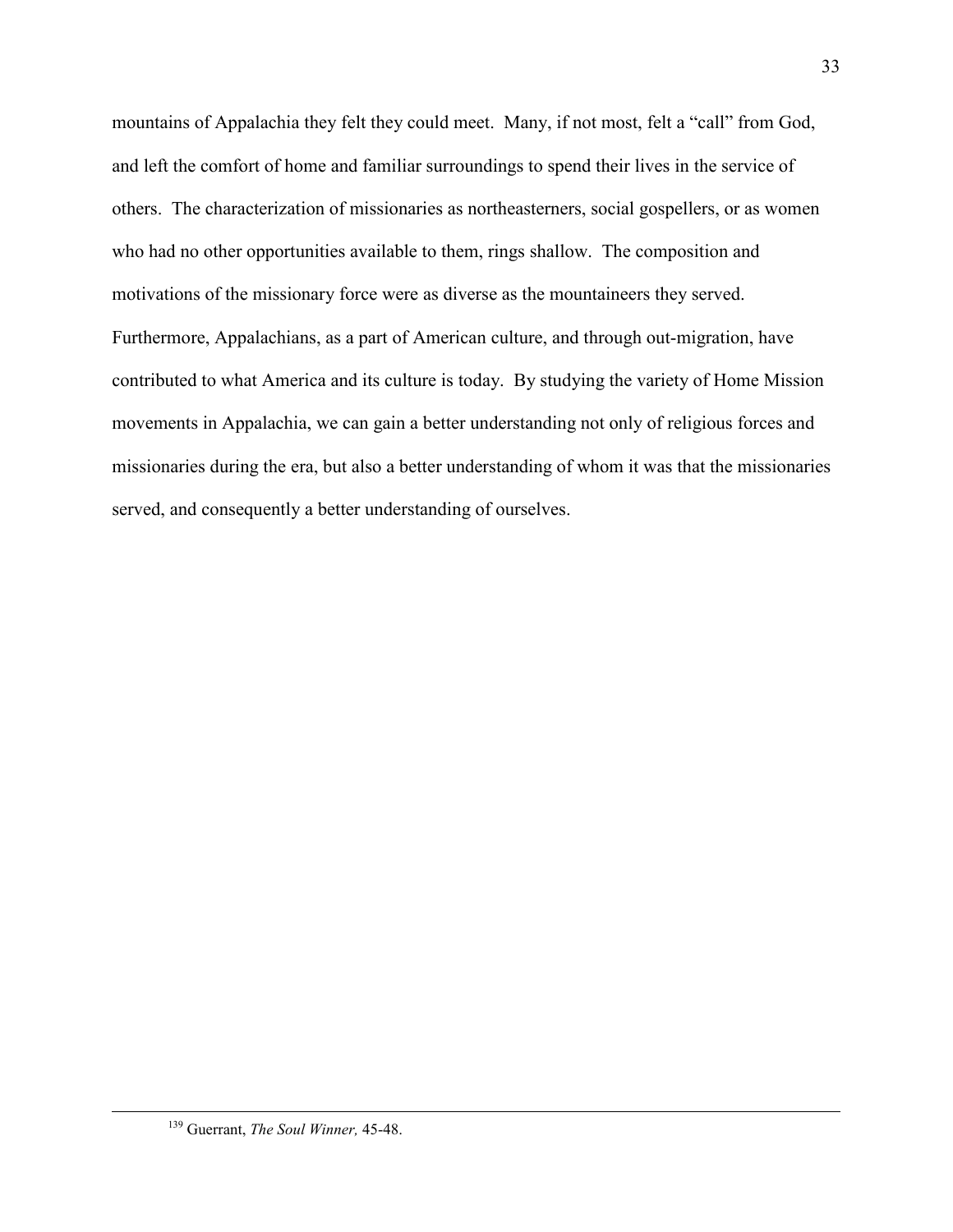mountains of Appalachia they felt they could meet. Many, if not most, felt a "call" from God, and left the comfort of home and familiar surroundings to spend their lives in the service of others. The characterization of missionaries as northeasterners, social gospellers, or as women who had no other opportunities available to them, rings shallow. The composition and motivations of the missionary force were as diverse as the mountaineers they served. Furthermore, Appalachians, as a part of American culture, and through out-migration, have contributed to what America and its culture is today. By studying the variety of Home Mission movements in Appalachia, we can gain a better understanding not only of religious forces and missionaries during the era, but also a better understanding of whom it was that the missionaries served, and consequently a better understanding of ourselves.

---

[139] Guerrant, *The Soul Winner,* 45-48.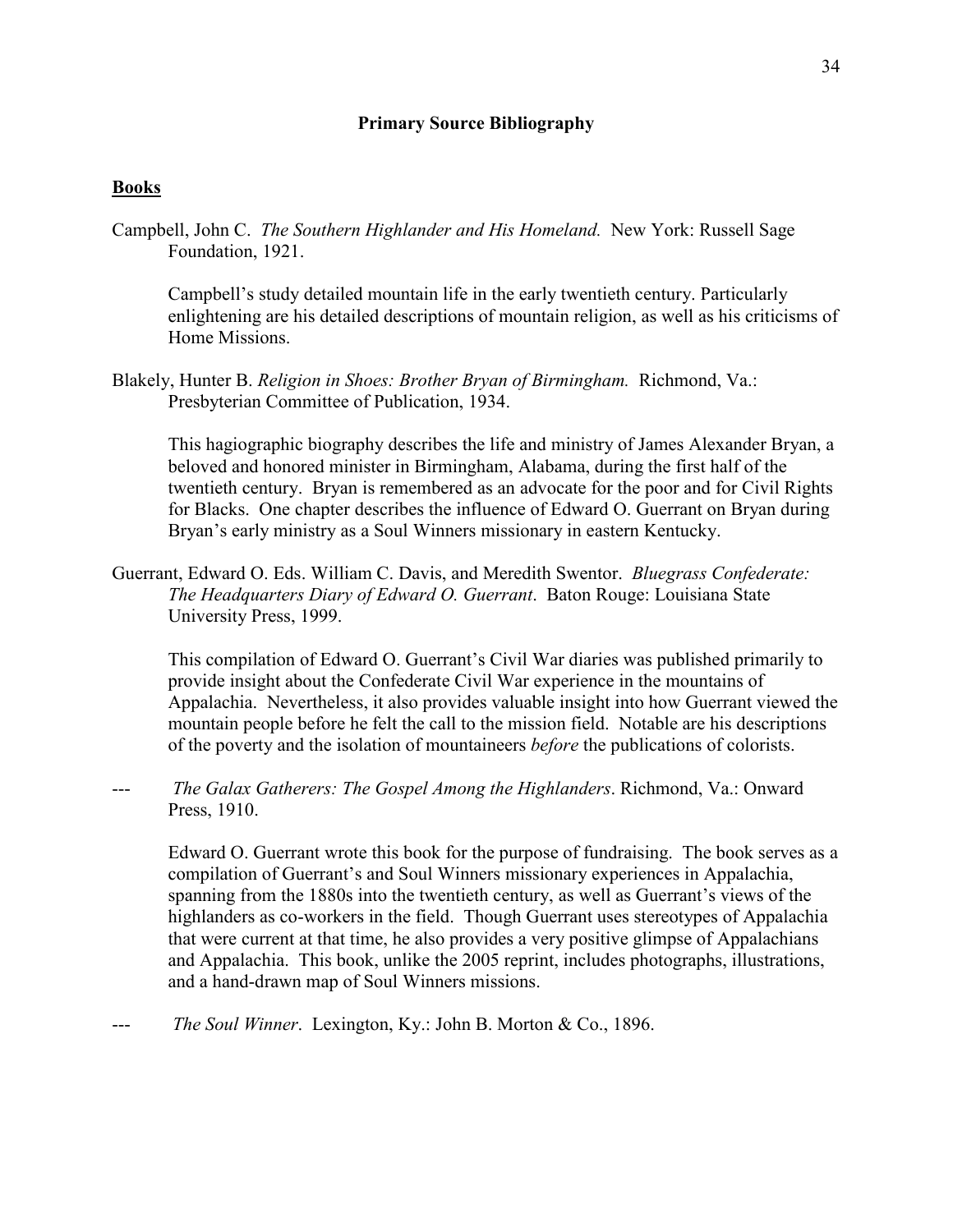## Primary Source Bibliography

### Books

Campbell, John C. *The Southern Highlander and His Homeland.* New York: Russell Sage Foundation, 1921.

Campbell's study detailed mountain life in the early twentieth century. Particularly enlightening are his detailed descriptions of mountain religion, as well as his criticisms of Home Missions.

Blakely, Hunter B. *Religion in Shoes: Brother Bryan of Birmingham.* Richmond, Va.: Presbyterian Committee of Publication, 1934.

This hagiographic biography describes the life and ministry of James Alexander Bryan, a beloved and honored minister in Birmingham, Alabama, during the first half of the twentieth century. Bryan is remembered as an advocate for the poor and for Civil Rights for Blacks. One chapter describes the influence of Edward O. Guerrant on Bryan during Bryan's early ministry as a Soul Winners missionary in eastern Kentucky.

Guerrant, Edward O. Eds. William C. Davis, and Meredith Swentor. *Bluegrass Confederate: The Headquarters Diary of Edward O. Guerrant*. Baton Rouge: Louisiana State University Press, 1999.

This compilation of Edward O. Guerrant's Civil War diaries was published primarily to provide insight about the Confederate Civil War experience in the mountains of Appalachia. Nevertheless, it also provides valuable insight into how Guerrant viewed the mountain people before he felt the call to the mission field. Notable are his descriptions of the poverty and the isolation of mountaineers *before* the publications of colorists.

--- *The Galax Gatherers: The Gospel Among the Highlanders*. Richmond, Va.: Onward Press, 1910.

Edward O. Guerrant wrote this book for the purpose of fundraising. The book serves as a compilation of Guerrant's and Soul Winners missionary experiences in Appalachia, spanning from the 1880s into the twentieth century, as well as Guerrant's views of the highlanders as co-workers in the field. Though Guerrant uses stereotypes of Appalachia that were current at that time, he also provides a very positive glimpse of Appalachians and Appalachia. This book, unlike the 2005 reprint, includes photographs, illustrations, and a hand-drawn map of Soul Winners missions.

--- *The Soul Winner*. Lexington, Ky.: John B. Morton & Co., 1896.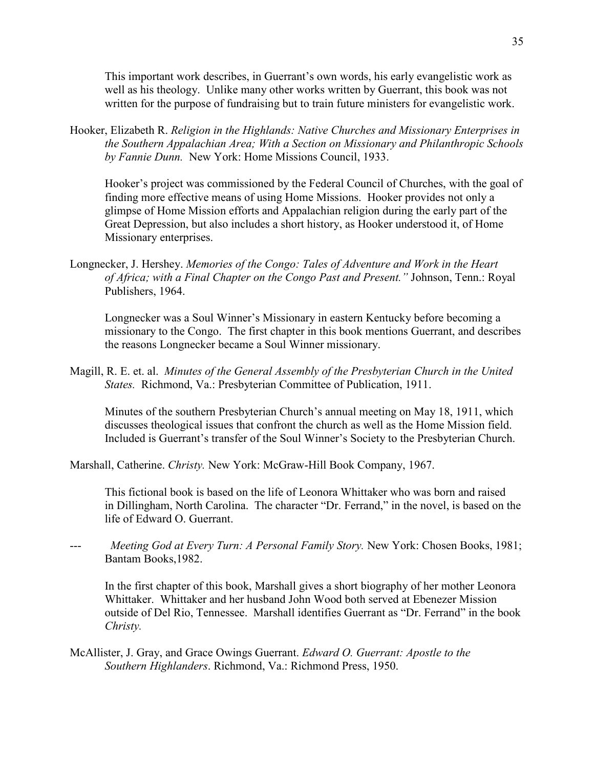This important work describes, in Guerrant's own words, his early evangelistic work as well as his theology. Unlike many other works written by Guerrant, this book was not written for the purpose of fundraising but to train future ministers for evangelistic work.

Hooker, Elizabeth R. *Religion in the Highlands: Native Churches and Missionary Enterprises in the Southern Appalachian Area; With a Section on Missionary and Philanthropic Schools by Fannie Dunn.* New York: Home Missions Council, 1933.

Hooker's project was commissioned by the Federal Council of Churches, with the goal of finding more effective means of using Home Missions. Hooker provides not only a glimpse of Home Mission efforts and Appalachian religion during the early part of the Great Depression, but also includes a short history, as Hooker understood it, of Home Missionary enterprises.

Longnecker, J. Hershey. *Memories of the Congo: Tales of Adventure and Work in the Heart of Africa; with a Final Chapter on the Congo Past and Present."* Johnson, Tenn.: Royal Publishers, 1964.

Longnecker was a Soul Winner's Missionary in eastern Kentucky before becoming a missionary to the Congo. The first chapter in this book mentions Guerrant, and describes the reasons Longnecker became a Soul Winner missionary.

Magill, R. E. et. al. *Minutes of the General Assembly of the Presbyterian Church in the United States.* Richmond, Va.: Presbyterian Committee of Publication, 1911.

Minutes of the southern Presbyterian Church's annual meeting on May 18, 1911, which discusses theological issues that confront the church as well as the Home Mission field. Included is Guerrant's transfer of the Soul Winner's Society to the Presbyterian Church.

Marshall, Catherine. *Christy.* New York: McGraw-Hill Book Company, 1967.

This fictional book is based on the life of Leonora Whittaker who was born and raised in Dillingham, North Carolina. The character "Dr. Ferrand," in the novel, is based on the life of Edward O. Guerrant.

--- *Meeting God at Every Turn: A Personal Family Story.* New York: Chosen Books, 1981; Bantam Books,1982.

In the first chapter of this book, Marshall gives a short biography of her mother Leonora Whittaker. Whittaker and her husband John Wood both served at Ebenezer Mission outside of Del Rio, Tennessee. Marshall identifies Guerrant as "Dr. Ferrand" in the book *Christy.*

McAllister, J. Gray, and Grace Owings Guerrant. *Edward O. Guerrant: Apostle to the Southern Highlanders*. Richmond, Va.: Richmond Press, 1950.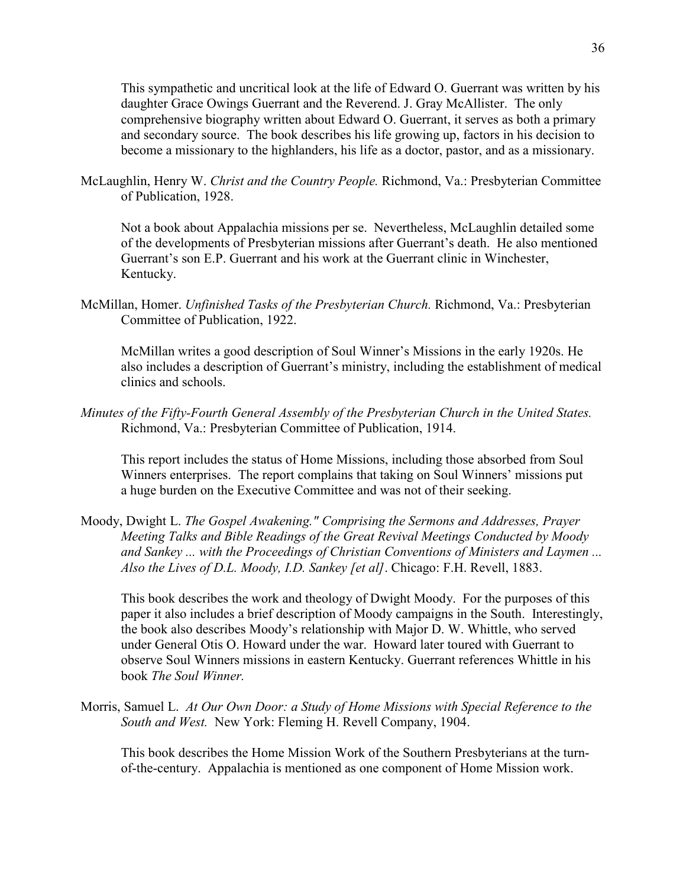This sympathetic and uncritical look at the life of Edward O. Guerrant was written by his daughter Grace Owings Guerrant and the Reverend. J. Gray McAllister. The only comprehensive biography written about Edward O. Guerrant, it serves as both a primary and secondary source. The book describes his life growing up, factors in his decision to become a missionary to the highlanders, his life as a doctor, pastor, and as a missionary.

McLaughlin, Henry W. *Christ and the Country People.* Richmond, Va.: Presbyterian Committee of Publication, 1928.

Not a book about Appalachia missions per se. Nevertheless, McLaughlin detailed some of the developments of Presbyterian missions after Guerrant's death. He also mentioned Guerrant's son E.P. Guerrant and his work at the Guerrant clinic in Winchester, Kentucky.

McMillan, Homer. *Unfinished Tasks of the Presbyterian Church.* Richmond, Va.: Presbyterian Committee of Publication, 1922.

McMillan writes a good description of Soul Winner's Missions in the early 1920s. He also includes a description of Guerrant's ministry, including the establishment of medical clinics and schools.

*Minutes of the Fifty-Fourth General Assembly of the Presbyterian Church in the United States.* Richmond, Va.: Presbyterian Committee of Publication, 1914.

This report includes the status of Home Missions, including those absorbed from Soul Winners enterprises. The report complains that taking on Soul Winners' missions put a huge burden on the Executive Committee and was not of their seeking.

Moody, Dwight L. *The Gospel Awakening." Comprising the Sermons and Addresses, Prayer Meeting Talks and Bible Readings of the Great Revival Meetings Conducted by Moody and Sankey ... with the Proceedings of Christian Conventions of Ministers and Laymen ... Also the Lives of D.L. Moody, I.D. Sankey [et al].* Chicago: F.H. Revell, 1883.

This book describes the work and theology of Dwight Moody. For the purposes of this paper it also includes a brief description of Moody campaigns in the South. Interestingly, the book also describes Moody's relationship with Major D. W. Whittle, who served under General Otis O. Howard under the war. Howard later toured with Guerrant to observe Soul Winners missions in eastern Kentucky. Guerrant references Whittle in his book *The Soul Winner.*

Morris, Samuel L. *At Our Own Door: a Study of Home Missions with Special Reference to the South and West.* New York: Fleming H. Revell Company, 1904.

This book describes the Home Mission Work of the Southern Presbyterians at the turn-of-the-century. Appalachia is mentioned as one component of Home Mission work.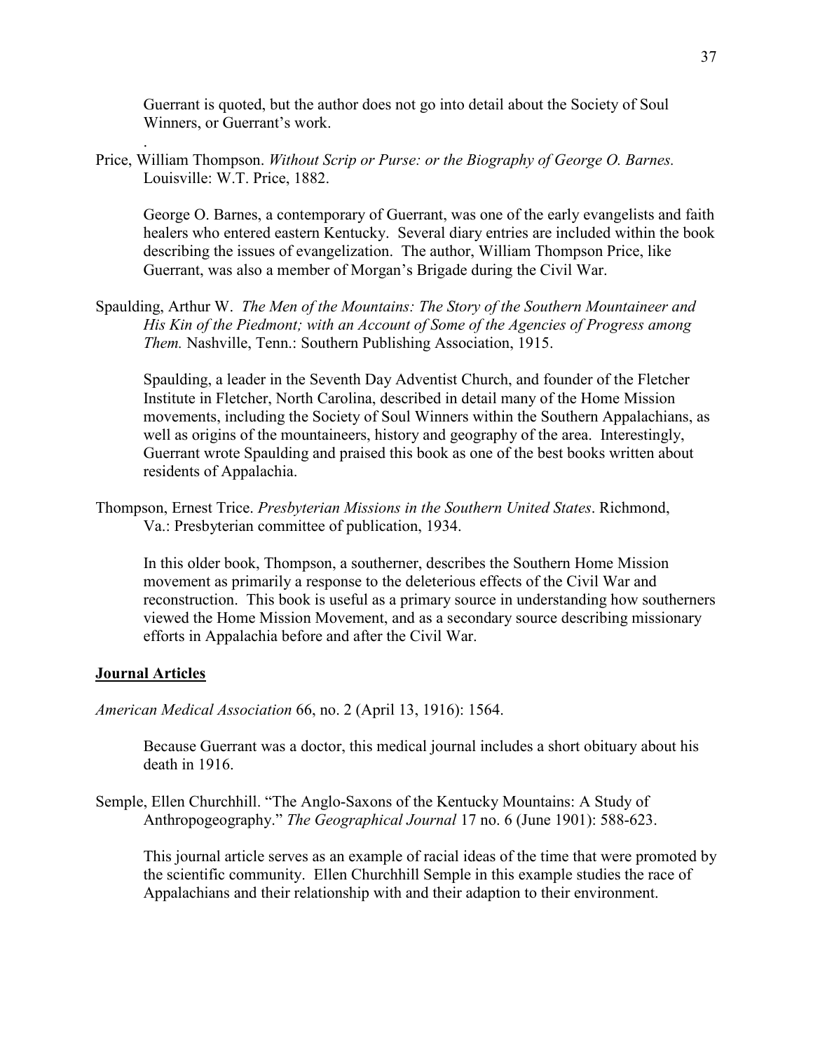Guerrant is quoted, but the author does not go into detail about the Society of Soul Winners, or Guerrant's work.

.

Price, William Thompson. *Without Scrip or Purse: or the Biography of George O. Barnes.* Louisville: W.T. Price, 1882.

George O. Barnes, a contemporary of Guerrant, was one of the early evangelists and faith healers who entered eastern Kentucky. Several diary entries are included within the book describing the issues of evangelization. The author, William Thompson Price, like Guerrant, was also a member of Morgan's Brigade during the Civil War.

Spaulding, Arthur W. *The Men of the Mountains: The Story of the Southern Mountaineer and His Kin of the Piedmont; with an Account of Some of the Agencies of Progress among Them.* Nashville, Tenn.: Southern Publishing Association, 1915.

Spaulding, a leader in the Seventh Day Adventist Church, and founder of the Fletcher Institute in Fletcher, North Carolina, described in detail many of the Home Mission movements, including the Society of Soul Winners within the Southern Appalachians, as well as origins of the mountaineers, history and geography of the area. Interestingly, Guerrant wrote Spaulding and praised this book as one of the best books written about residents of Appalachia.

Thompson, Ernest Trice. *Presbyterian Missions in the Southern United States*. Richmond, Va.: Presbyterian committee of publication, 1934.

In this older book, Thompson, a southerner, describes the Southern Home Mission movement as primarily a response to the deleterious effects of the Civil War and reconstruction. This book is useful as a primary source in understanding how southerners viewed the Home Mission Movement, and as a secondary source describing missionary efforts in Appalachia before and after the Civil War.

**Journal Articles**

*American Medical Association* 66, no. 2 (April 13, 1916): 1564.

Because Guerrant was a doctor, this medical journal includes a short obituary about his death in 1916.

Semple, Ellen Churchhill. "The Anglo-Saxons of the Kentucky Mountains: A Study of Anthropogeography." *The Geographical Journal* 17 no. 6 (June 1901): 588-623.

This journal article serves as an example of racial ideas of the time that were promoted by the scientific community. Ellen Churchhill Semple in this example studies the race of Appalachians and their relationship with and their adaption to their environment.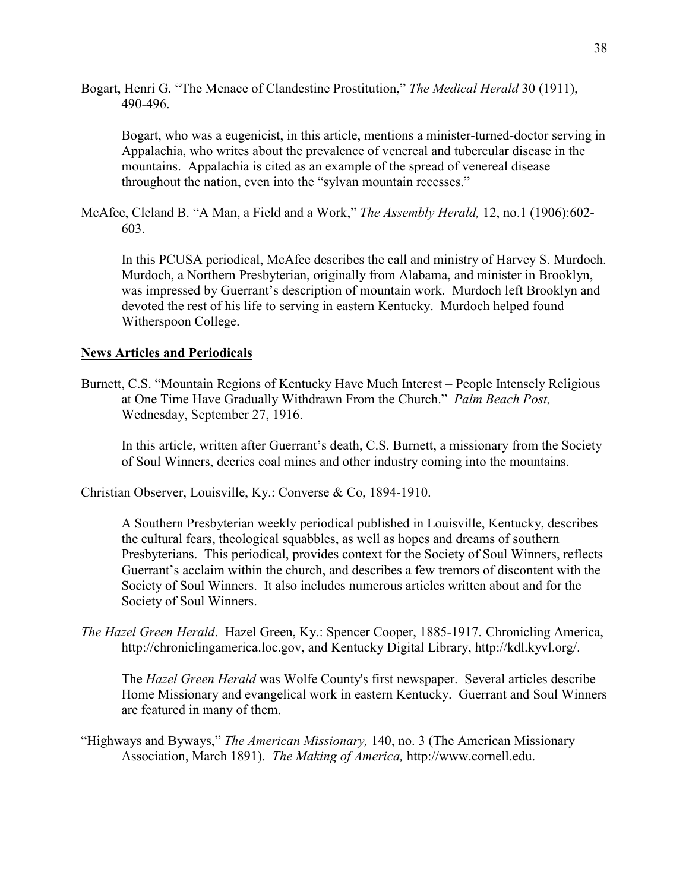Bogart, Henri G. "The Menace of Clandestine Prostitution," *The Medical Herald* 30 (1911), 490-496.

Bogart, who was a eugenicist, in this article, mentions a minister-turned-doctor serving in Appalachia, who writes about the prevalence of venereal and tubercular disease in the mountains. Appalachia is cited as an example of the spread of venereal disease throughout the nation, even into the "sylvan mountain recesses."

McAfee, Cleland B. "A Man, a Field and a Work," *The Assembly Herald,* 12, no.1 (1906):602-603.

In this PCUSA periodical, McAfee describes the call and ministry of Harvey S. Murdoch. Murdoch, a Northern Presbyterian, originally from Alabama, and minister in Brooklyn, was impressed by Guerrant's description of mountain work. Murdoch left Brooklyn and devoted the rest of his life to serving in eastern Kentucky. Murdoch helped found Witherspoon College.

**News Articles and Periodicals**

Burnett, C.S. "Mountain Regions of Kentucky Have Much Interest – People Intensely Religious at One Time Have Gradually Withdrawn From the Church." *Palm Beach Post,* Wednesday, September 27, 1916.

In this article, written after Guerrant's death, C.S. Burnett, a missionary from the Society of Soul Winners, decries coal mines and other industry coming into the mountains.

Christian Observer, Louisville, Ky.: Converse & Co, 1894-1910.

A Southern Presbyterian weekly periodical published in Louisville, Kentucky, describes the cultural fears, theological squabbles, as well as hopes and dreams of southern Presbyterians. This periodical, provides context for the Society of Soul Winners, reflects Guerrant's acclaim within the church, and describes a few tremors of discontent with the Society of Soul Winners. It also includes numerous articles written about and for the Society of Soul Winners.

*The Hazel Green Herald*. Hazel Green, Ky.: Spencer Cooper, 1885-1917. Chronicling America, http://chroniclingamerica.loc.gov, and Kentucky Digital Library, http://kdl.kyvl.org/.

The *Hazel Green Herald* was Wolfe County's first newspaper. Several articles describe Home Missionary and evangelical work in eastern Kentucky. Guerrant and Soul Winners are featured in many of them.

"Highways and Byways," *The American Missionary,* 140, no. 3 (The American Missionary Association, March 1891). *The Making of America,* http://www.cornell.edu.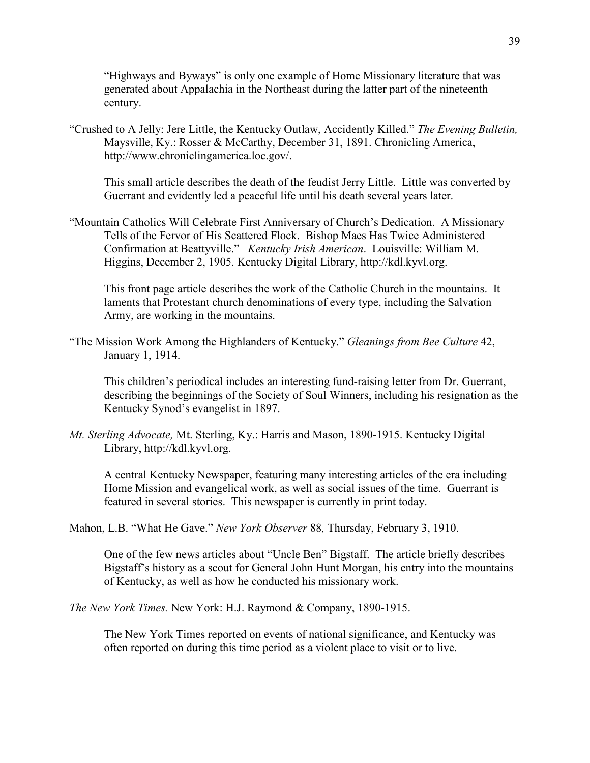"Highways and Byways" is only one example of Home Missionary literature that was generated about Appalachia in the Northeast during the latter part of the nineteenth century.

"Crushed to A Jelly: Jere Little, the Kentucky Outlaw, Accidently Killed." *The Evening Bulletin,* Maysville, Ky.: Rosser & McCarthy, December 31, 1891. Chronicling America, http://www.chroniclingamerica.loc.gov/.

This small article describes the death of the feudist Jerry Little. Little was converted by Guerrant and evidently led a peaceful life until his death several years later.

"Mountain Catholics Will Celebrate First Anniversary of Church's Dedication. A Missionary Tells of the Fervor of His Scattered Flock. Bishop Maes Has Twice Administered Confirmation at Beattyville." *Kentucky Irish American*. Louisville: William M. Higgins, December 2, 1905. Kentucky Digital Library, http://kdl.kyvl.org.

This front page article describes the work of the Catholic Church in the mountains. It laments that Protestant church denominations of every type, including the Salvation Army, are working in the mountains.

"The Mission Work Among the Highlanders of Kentucky." *Gleanings from Bee Culture* 42, January 1, 1914.

This children's periodical includes an interesting fund-raising letter from Dr. Guerrant, describing the beginnings of the Society of Soul Winners, including his resignation as the Kentucky Synod's evangelist in 1897.

*Mt. Sterling Advocate,* Mt. Sterling, Ky.: Harris and Mason, 1890-1915. Kentucky Digital Library, http://kdl.kyvl.org.

A central Kentucky Newspaper, featuring many interesting articles of the era including Home Mission and evangelical work, as well as social issues of the time. Guerrant is featured in several stories. This newspaper is currently in print today.

Mahon, L.B. "What He Gave." *New York Observer* 88*,* Thursday, February 3, 1910.

One of the few news articles about "Uncle Ben" Bigstaff. The article briefly describes Bigstaff's history as a scout for General John Hunt Morgan, his entry into the mountains of Kentucky, as well as how he conducted his missionary work.

*The New York Times.* New York: H.J. Raymond & Company, 1890-1915.

The New York Times reported on events of national significance, and Kentucky was often reported on during this time period as a violent place to visit or to live.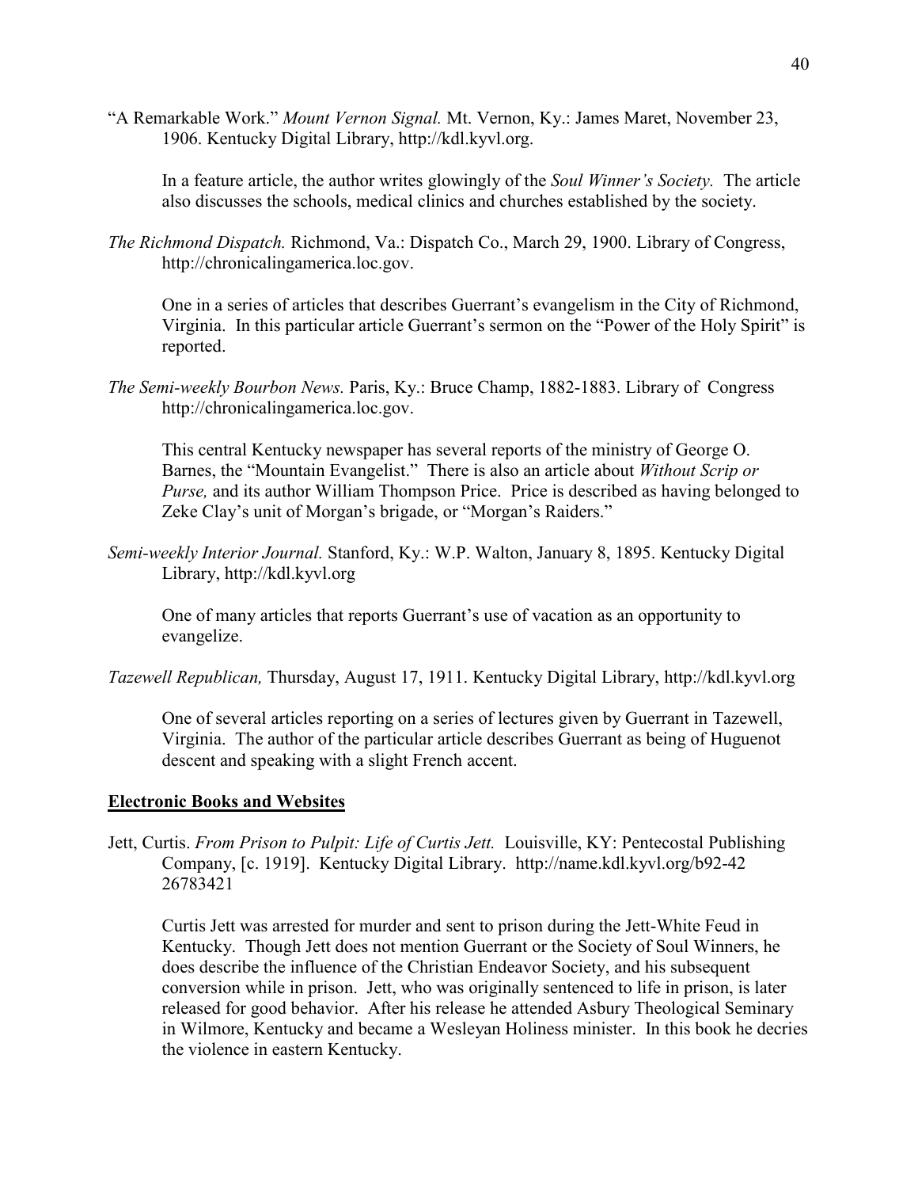"A Remarkable Work." *Mount Vernon Signal.* Mt. Vernon, Ky.: James Maret, November 23, 1906. Kentucky Digital Library, http://kdl.kyvl.org.

In a feature article, the author writes glowingly of the *Soul Winner's Society.* The article also discusses the schools, medical clinics and churches established by the society.

*The Richmond Dispatch.* Richmond, Va.: Dispatch Co., March 29, 1900. Library of Congress, http://chronicalingamerica.loc.gov.

One in a series of articles that describes Guerrant's evangelism in the City of Richmond, Virginia. In this particular article Guerrant's sermon on the "Power of the Holy Spirit" is reported.

*The Semi-weekly Bourbon News.* Paris, Ky.: Bruce Champ, 1882-1883. Library of Congress http://chronicalingamerica.loc.gov.

This central Kentucky newspaper has several reports of the ministry of George O. Barnes, the "Mountain Evangelist." There is also an article about *Without Scrip or Purse,* and its author William Thompson Price. Price is described as having belonged to Zeke Clay's unit of Morgan's brigade, or "Morgan's Raiders."

*Semi-weekly Interior Journal.* Stanford, Ky.: W.P. Walton, January 8, 1895. Kentucky Digital Library, http://kdl.kyvl.org

One of many articles that reports Guerrant's use of vacation as an opportunity to evangelize.

*Tazewell Republican,* Thursday, August 17, 1911. Kentucky Digital Library, http://kdl.kyvl.org

One of several articles reporting on a series of lectures given by Guerrant in Tazewell, Virginia. The author of the particular article describes Guerrant as being of Huguenot descent and speaking with a slight French accent.

## Electronic Books and Websites

Jett, Curtis. *From Prison to Pulpit: Life of Curtis Jett.* Louisville, KY: Pentecostal Publishing Company, [c. 1919]. Kentucky Digital Library. http://name.kdl.kyvl.org/b92-42 26783421

Curtis Jett was arrested for murder and sent to prison during the Jett-White Feud in Kentucky. Though Jett does not mention Guerrant or the Society of Soul Winners, he does describe the influence of the Christian Endeavor Society, and his subsequent conversion while in prison. Jett, who was originally sentenced to life in prison, is later released for good behavior. After his release he attended Asbury Theological Seminary in Wilmore, Kentucky and became a Wesleyan Holiness minister. In this book he decries the violence in eastern Kentucky.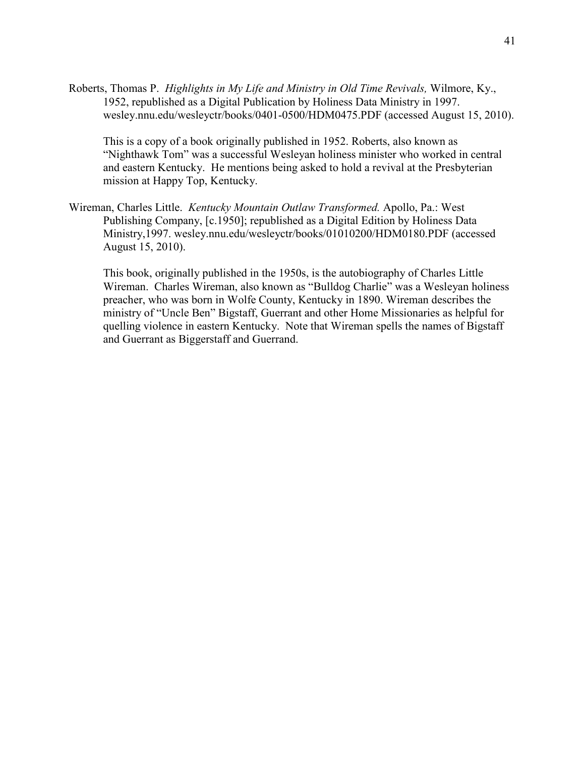Roberts, Thomas P. *Highlights in My Life and Ministry in Old Time Revivals,* Wilmore, Ky., 1952, republished as a Digital Publication by Holiness Data Ministry in 1997. wesley.nnu.edu/wesleyctr/books/0401-0500/HDM0475.PDF (accessed August 15, 2010).

> This is a copy of a book originally published in 1952. Roberts, also known as "Nighthawk Tom" was a successful Wesleyan holiness minister who worked in central and eastern Kentucky. He mentions being asked to hold a revival at the Presbyterian mission at Happy Top, Kentucky.

Wireman, Charles Little. *Kentucky Mountain Outlaw Transformed.* Apollo, Pa.: West Publishing Company, [c.1950]; republished as a Digital Edition by Holiness Data Ministry,1997. wesley.nnu.edu/wesleyctr/books/01010200/HDM0180.PDF (accessed August 15, 2010).

> This book, originally published in the 1950s, is the autobiography of Charles Little Wireman. Charles Wireman, also known as "Bulldog Charlie" was a Wesleyan holiness preacher, who was born in Wolfe County, Kentucky in 1890. Wireman describes the ministry of "Uncle Ben" Bigstaff, Guerrant and other Home Missionaries as helpful for quelling violence in eastern Kentucky. Note that Wireman spells the names of Bigstaff and Guerrant as Biggerstaff and Guerrand.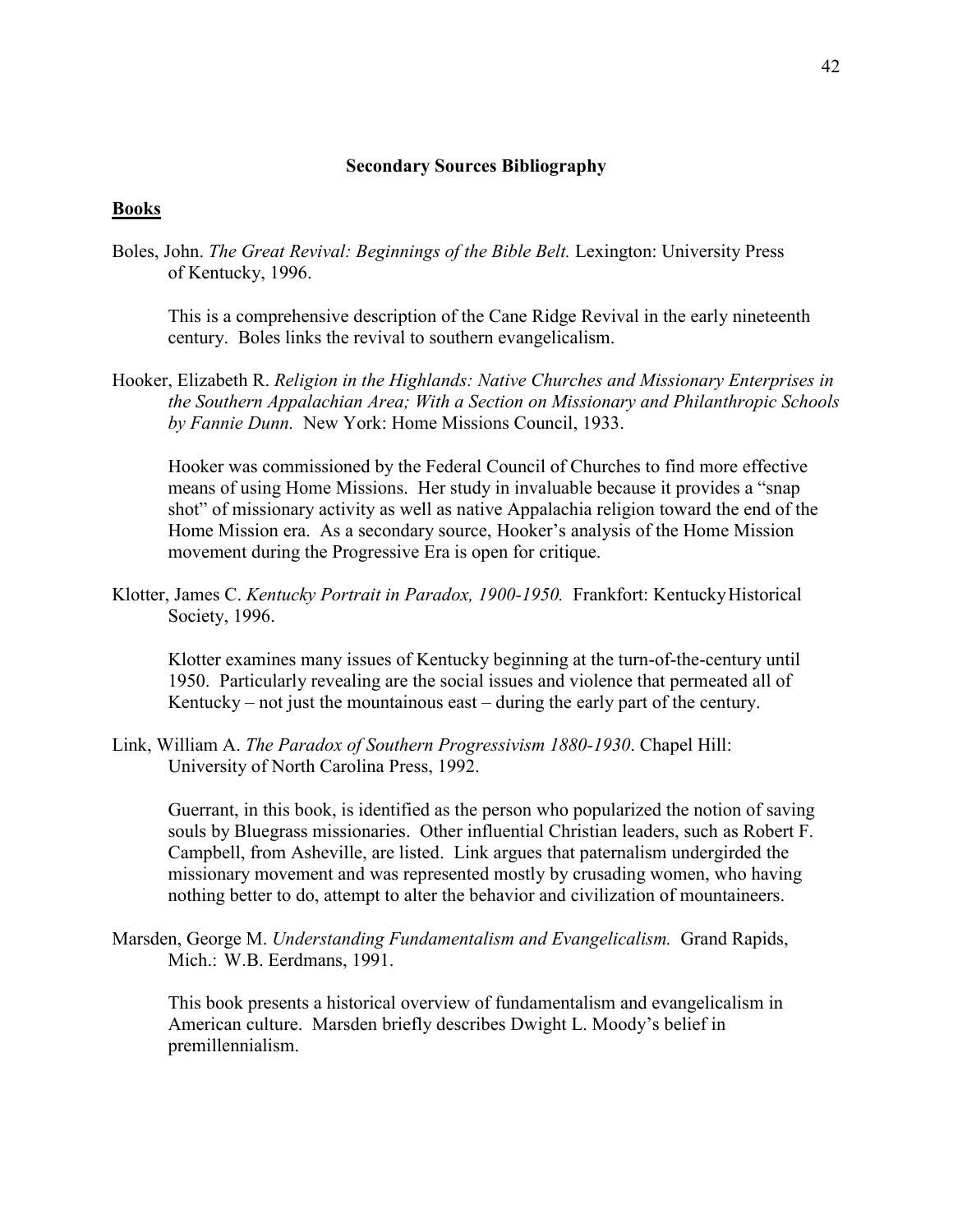## Secondary Sources Bibliography

### Books

Boles, John. *The Great Revival: Beginnings of the Bible Belt.* Lexington: University Press of Kentucky, 1996.

> This is a comprehensive description of the Cane Ridge Revival in the early nineteenth century. Boles links the revival to southern evangelicalism.

Hooker, Elizabeth R. *Religion in the Highlands: Native Churches and Missionary Enterprises in the Southern Appalachian Area; With a Section on Missionary and Philanthropic Schools by Fannie Dunn.* New York: Home Missions Council, 1933.

> Hooker was commissioned by the Federal Council of Churches to find more effective means of using Home Missions. Her study in invaluable because it provides a "snap shot" of missionary activity as well as native Appalachia religion toward the end of the Home Mission era. As a secondary source, Hooker's analysis of the Home Mission movement during the Progressive Era is open for critique.

Klotter, James C. *Kentucky Portrait in Paradox, 1900-1950.* Frankfort: Kentucky Historical Society, 1996.

> Klotter examines many issues of Kentucky beginning at the turn-of-the-century until 1950. Particularly revealing are the social issues and violence that permeated all of Kentucky – not just the mountainous east – during the early part of the century.

Link, William A. *The Paradox of Southern Progressivism 1880-1930*. Chapel Hill: University of North Carolina Press, 1992.

> Guerrant, in this book, is identified as the person who popularized the notion of saving souls by Bluegrass missionaries. Other influential Christian leaders, such as Robert F. Campbell, from Asheville, are listed. Link argues that paternalism undergirded the missionary movement and was represented mostly by crusading women, who having nothing better to do, attempt to alter the behavior and civilization of mountaineers.

Marsden, George M. *Understanding Fundamentalism and Evangelicalism.* Grand Rapids, Mich.: W.B. Eerdmans, 1991.

> This book presents a historical overview of fundamentalism and evangelicalism in American culture. Marsden briefly describes Dwight L. Moody's belief in premillennialism.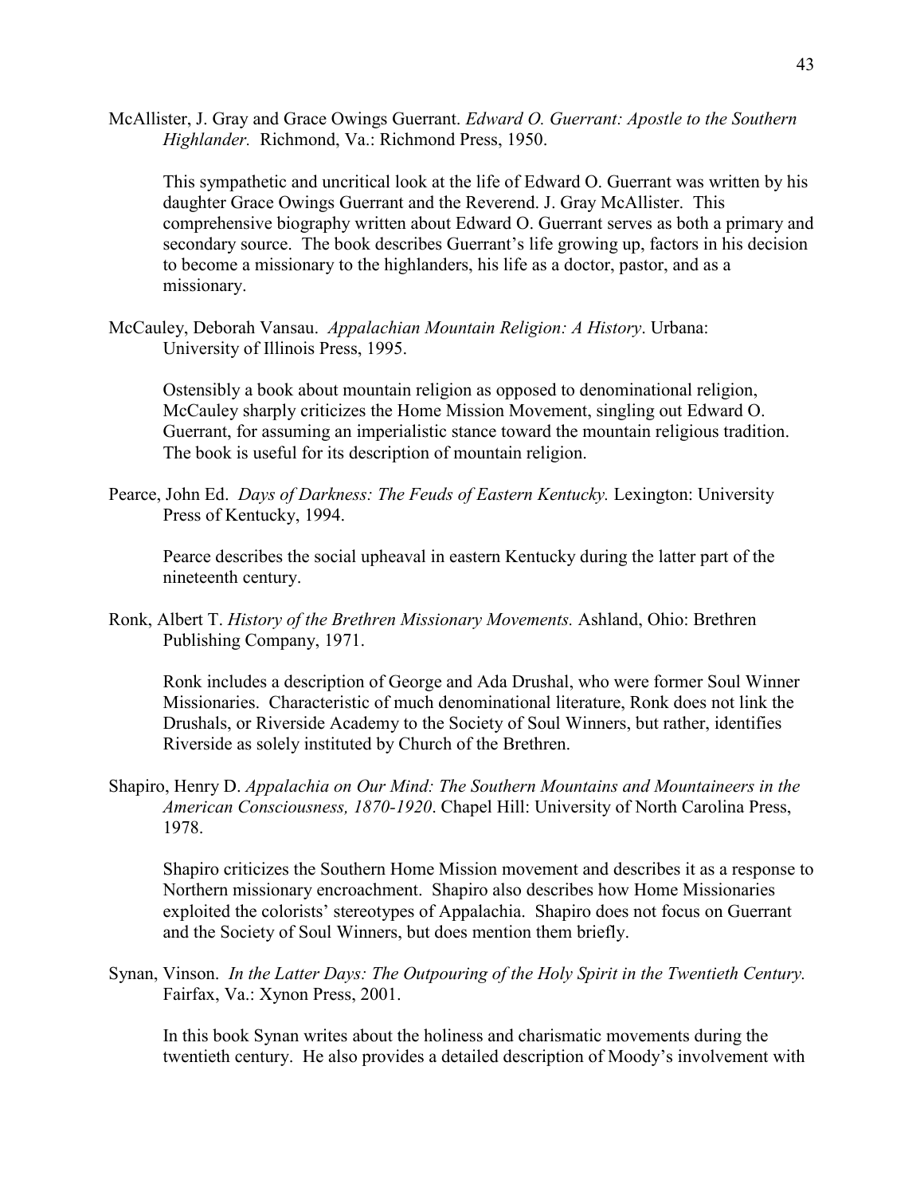McAllister, J. Gray and Grace Owings Guerrant. *Edward O. Guerrant: Apostle to the Southern Highlander.* Richmond, Va.: Richmond Press, 1950.

This sympathetic and uncritical look at the life of Edward O. Guerrant was written by his daughter Grace Owings Guerrant and the Reverend. J. Gray McAllister. This comprehensive biography written about Edward O. Guerrant serves as both a primary and secondary source. The book describes Guerrant's life growing up, factors in his decision to become a missionary to the highlanders, his life as a doctor, pastor, and as a missionary.

McCauley, Deborah Vansau. *Appalachian Mountain Religion: A History*. Urbana: University of Illinois Press, 1995.

Ostensibly a book about mountain religion as opposed to denominational religion, McCauley sharply criticizes the Home Mission Movement, singling out Edward O. Guerrant, for assuming an imperialistic stance toward the mountain religious tradition. The book is useful for its description of mountain religion.

Pearce, John Ed. *Days of Darkness: The Feuds of Eastern Kentucky.* Lexington: University Press of Kentucky, 1994.

Pearce describes the social upheaval in eastern Kentucky during the latter part of the nineteenth century.

Ronk, Albert T. *History of the Brethren Missionary Movements.* Ashland, Ohio: Brethren Publishing Company, 1971.

Ronk includes a description of George and Ada Drushal, who were former Soul Winner Missionaries. Characteristic of much denominational literature, Ronk does not link the Drushals, or Riverside Academy to the Society of Soul Winners, but rather, identifies Riverside as solely instituted by Church of the Brethren.

Shapiro, Henry D. *Appalachia on Our Mind: The Southern Mountains and Mountaineers in the American Consciousness, 1870-1920*. Chapel Hill: University of North Carolina Press, 1978.

Shapiro criticizes the Southern Home Mission movement and describes it as a response to Northern missionary encroachment. Shapiro also describes how Home Missionaries exploited the colorists' stereotypes of Appalachia. Shapiro does not focus on Guerrant and the Society of Soul Winners, but does mention them briefly.

Synan, Vinson. *In the Latter Days: The Outpouring of the Holy Spirit in the Twentieth Century.* Fairfax, Va.: Xynon Press, 2001.

In this book Synan writes about the holiness and charismatic movements during the twentieth century. He also provides a detailed description of Moody's involvement with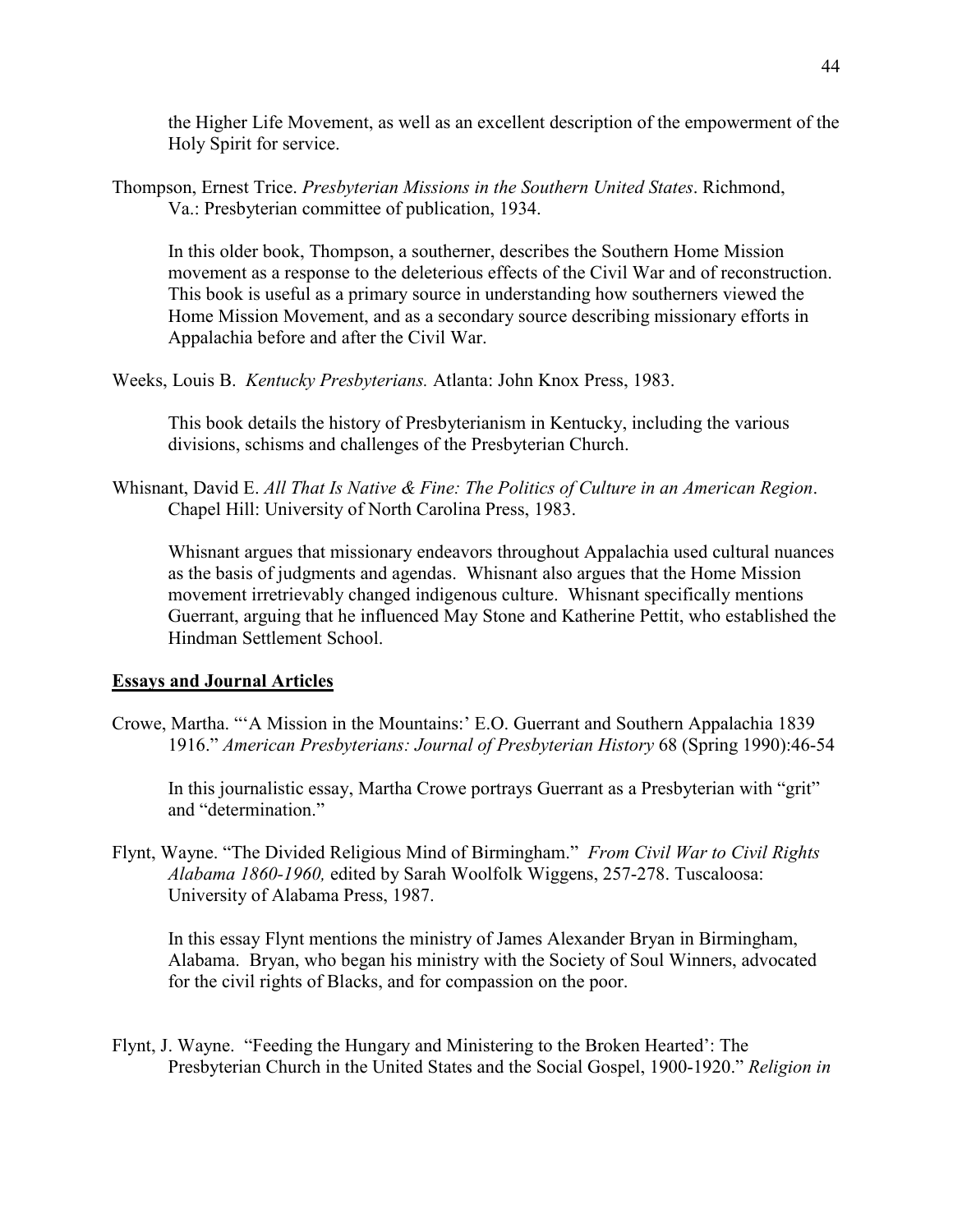the Higher Life Movement, as well as an excellent description of the empowerment of the Holy Spirit for service.

Thompson, Ernest Trice. *Presbyterian Missions in the Southern United States*. Richmond, Va.: Presbyterian committee of publication, 1934.

In this older book, Thompson, a southerner, describes the Southern Home Mission movement as a response to the deleterious effects of the Civil War and of reconstruction. This book is useful as a primary source in understanding how southerners viewed the Home Mission Movement, and as a secondary source describing missionary efforts in Appalachia before and after the Civil War.

Weeks, Louis B. *Kentucky Presbyterians.* Atlanta: John Knox Press, 1983.

This book details the history of Presbyterianism in Kentucky, including the various divisions, schisms and challenges of the Presbyterian Church.

Whisnant, David E. *All That Is Native & Fine: The Politics of Culture in an American Region*. Chapel Hill: University of North Carolina Press, 1983.

Whisnant argues that missionary endeavors throughout Appalachia used cultural nuances as the basis of judgments and agendas. Whisnant also argues that the Home Mission movement irretrievably changed indigenous culture. Whisnant specifically mentions Guerrant, arguing that he influenced May Stone and Katherine Pettit, who established the Hindman Settlement School.

**Essays and Journal Articles**

Crowe, Martha. "'A Mission in the Mountains:' E.O. Guerrant and Southern Appalachia 1839 1916." *American Presbyterians: Journal of Presbyterian History* 68 (Spring 1990):46-54

In this journalistic essay, Martha Crowe portrays Guerrant as a Presbyterian with "grit" and "determination."

Flynt, Wayne. "The Divided Religious Mind of Birmingham." *From Civil War to Civil Rights Alabama 1860-1960,* edited by Sarah Woolfolk Wiggens, 257-278. Tuscaloosa: University of Alabama Press, 1987.

In this essay Flynt mentions the ministry of James Alexander Bryan in Birmingham, Alabama. Bryan, who began his ministry with the Society of Soul Winners, advocated for the civil rights of Blacks, and for compassion on the poor.

Flynt, J. Wayne. "Feeding the Hungary and Ministering to the Broken Hearted': The Presbyterian Church in the United States and the Social Gospel, 1900-1920." *Religion in*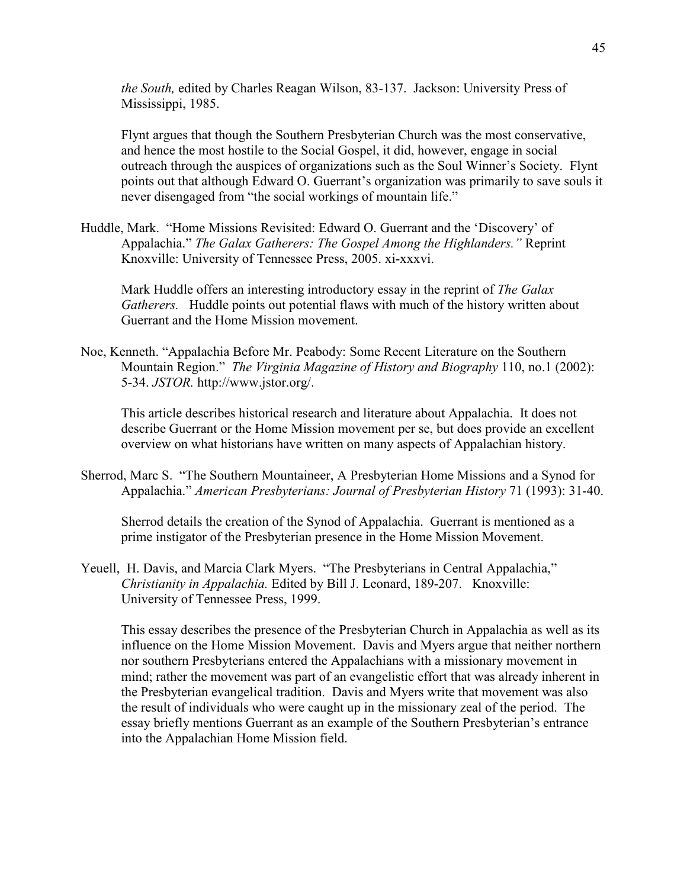*the South,* edited by Charles Reagan Wilson, 83-137. Jackson: University Press of Mississippi, 1985.

Flynt argues that though the Southern Presbyterian Church was the most conservative, and hence the most hostile to the Social Gospel, it did, however, engage in social outreach through the auspices of organizations such as the Soul Winner's Society. Flynt points out that although Edward O. Guerrant's organization was primarily to save souls it never disengaged from "the social workings of mountain life."

Huddle, Mark. "Home Missions Revisited: Edward O. Guerrant and the 'Discovery' of Appalachia." *The Galax Gatherers: The Gospel Among the Highlanders."* Reprint Knoxville: University of Tennessee Press, 2005. xi-xxxvi.

Mark Huddle offers an interesting introductory essay in the reprint of *The Galax Gatherers.* Huddle points out potential flaws with much of the history written about Guerrant and the Home Mission movement.

Noe, Kenneth. "Appalachia Before Mr. Peabody: Some Recent Literature on the Southern Mountain Region." *The Virginia Magazine of History and Biography* 110, no.1 (2002): 5-34. *JSTOR.* http://www.jstor.org/.

This article describes historical research and literature about Appalachia. It does not describe Guerrant or the Home Mission movement per se, but does provide an excellent overview on what historians have written on many aspects of Appalachian history.

Sherrod, Marc S. "The Southern Mountaineer, A Presbyterian Home Missions and a Synod for Appalachia." *American Presbyterians: Journal of Presbyterian History* 71 (1993): 31-40.

Sherrod details the creation of the Synod of Appalachia. Guerrant is mentioned as a prime instigator of the Presbyterian presence in the Home Mission Movement.

Yeuell, H. Davis, and Marcia Clark Myers. "The Presbyterians in Central Appalachia," *Christianity in Appalachia.* Edited by Bill J. Leonard, 189-207. Knoxville: University of Tennessee Press, 1999.

This essay describes the presence of the Presbyterian Church in Appalachia as well as its influence on the Home Mission Movement. Davis and Myers argue that neither northern nor southern Presbyterians entered the Appalachians with a missionary movement in mind; rather the movement was part of an evangelistic effort that was already inherent in the Presbyterian evangelical tradition. Davis and Myers write that movement was also the result of individuals who were caught up in the missionary zeal of the period. The essay briefly mentions Guerrant as an example of the Southern Presbyterian's entrance into the Appalachian Home Mission field.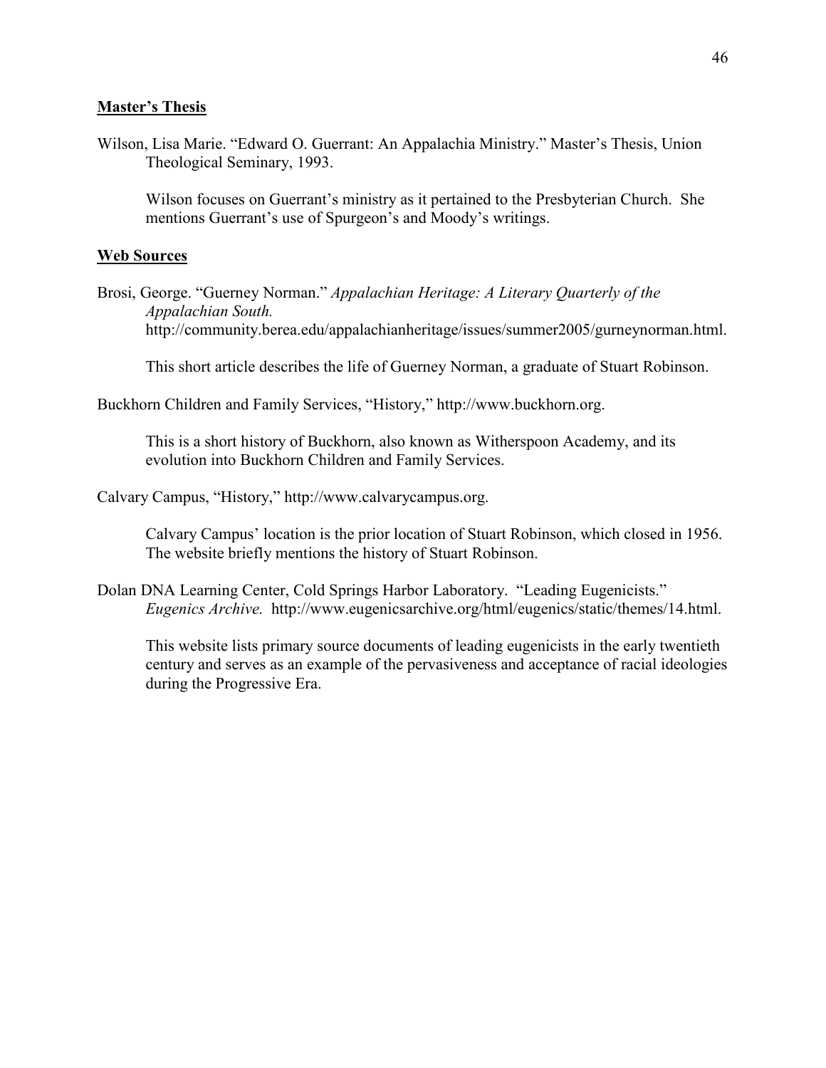**Master's Thesis**

Wilson, Lisa Marie. "Edward O. Guerrant: An Appalachia Ministry." Master's Thesis, Union Theological Seminary, 1993.

Wilson focuses on Guerrant's ministry as it pertained to the Presbyterian Church. She mentions Guerrant's use of Spurgeon's and Moody's writings.

**Web Sources**

Brosi, George. "Guerney Norman." *Appalachian Heritage: A Literary Quarterly of the Appalachian South.* http://community.berea.edu/appalachianheritage/issues/summer2005/gurneynorman.html.

This short article describes the life of Guerney Norman, a graduate of Stuart Robinson.

Buckhorn Children and Family Services, "History," http://www.buckhorn.org.

This is a short history of Buckhorn, also known as Witherspoon Academy, and its evolution into Buckhorn Children and Family Services.

Calvary Campus, "History," http://www.calvarycampus.org.

Calvary Campus' location is the prior location of Stuart Robinson, which closed in 1956. The website briefly mentions the history of Stuart Robinson.

Dolan DNA Learning Center, Cold Springs Harbor Laboratory. "Leading Eugenicists." *Eugenics Archive.* http://www.eugenicsarchive.org/html/eugenics/static/themes/14.html.

This website lists primary source documents of leading eugenicists in the early twentieth century and serves as an example of the pervasiveness and acceptance of racial ideologies during the Progressive Era.